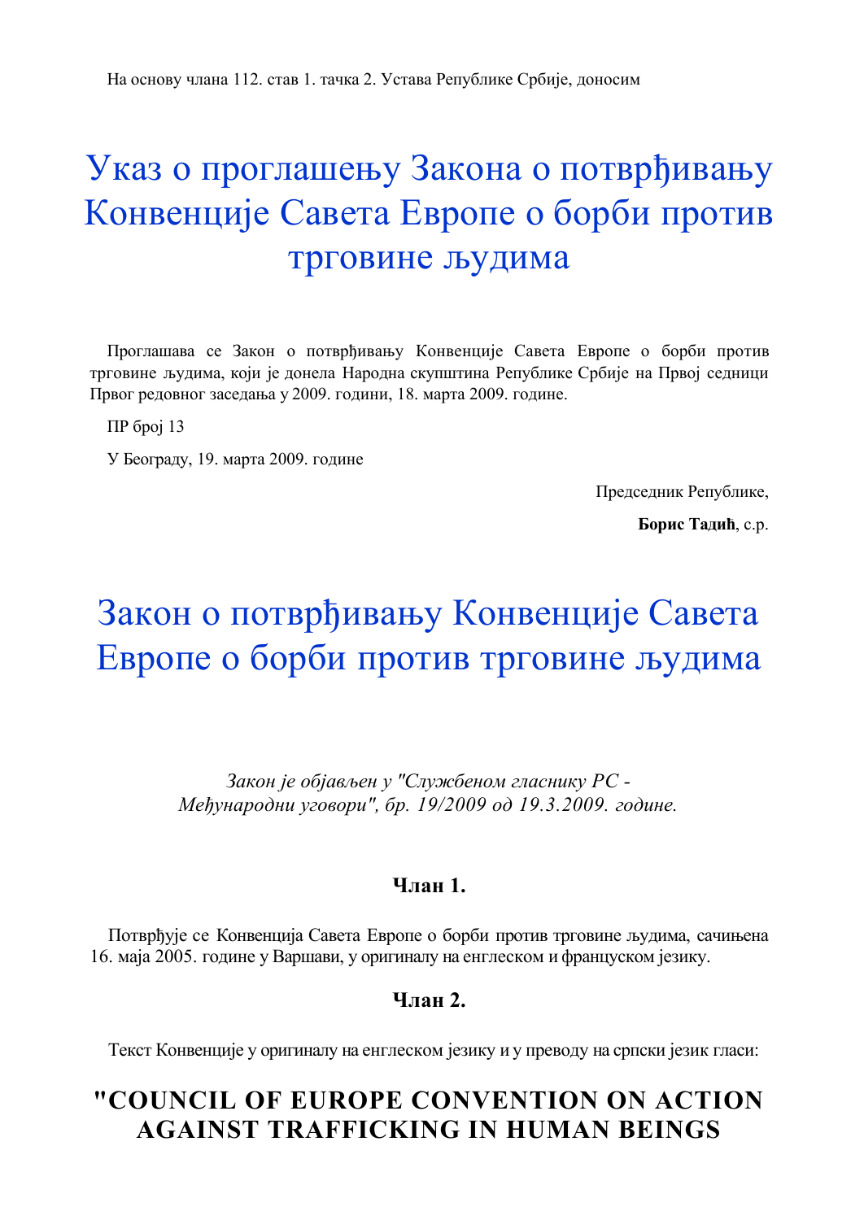На основу члана 112. став 1. тачка 2. Устава Републике Србије, доносим

# Указ о проглашењу Закона о потврђивању Конвенције Савета Европе о борби против трговине људима

Проглашава се Закон о потврђивању Конвенције Савета Европе о борби против трговине људима, који је донела Народна скупштина Републике Србије на Првој седници Првог редовног заседања у 2009. години, 18. марта 2009. године.

ПР број 13

У Београду, 19. марта 2009. године

Председник Републике,

**Борис Тадић**, с.р.

# Закон о потврђивању Конвенције Савета Европе о борби против трговине људима

*Закон је објављен у "Службеном гласнику РС - Међународни уговори", бр. 19/2009 од 19.3.2009. године.*

### Члан 1.

Потврђује се Конвенција Савета Европе о борби против трговине људима, сачињена 16. маја 2005. године у Варшави, у оригиналу на енглеском и француском језику.

### Члан 2.

Текст Конвенције у оригиналу на енглеском језику и у преводу на српски језик гласи:

## "COUNCIL OF EUROPE CONVENTION ON ACTION AGAINST TRAFFICKING IN HUMAN BEINGS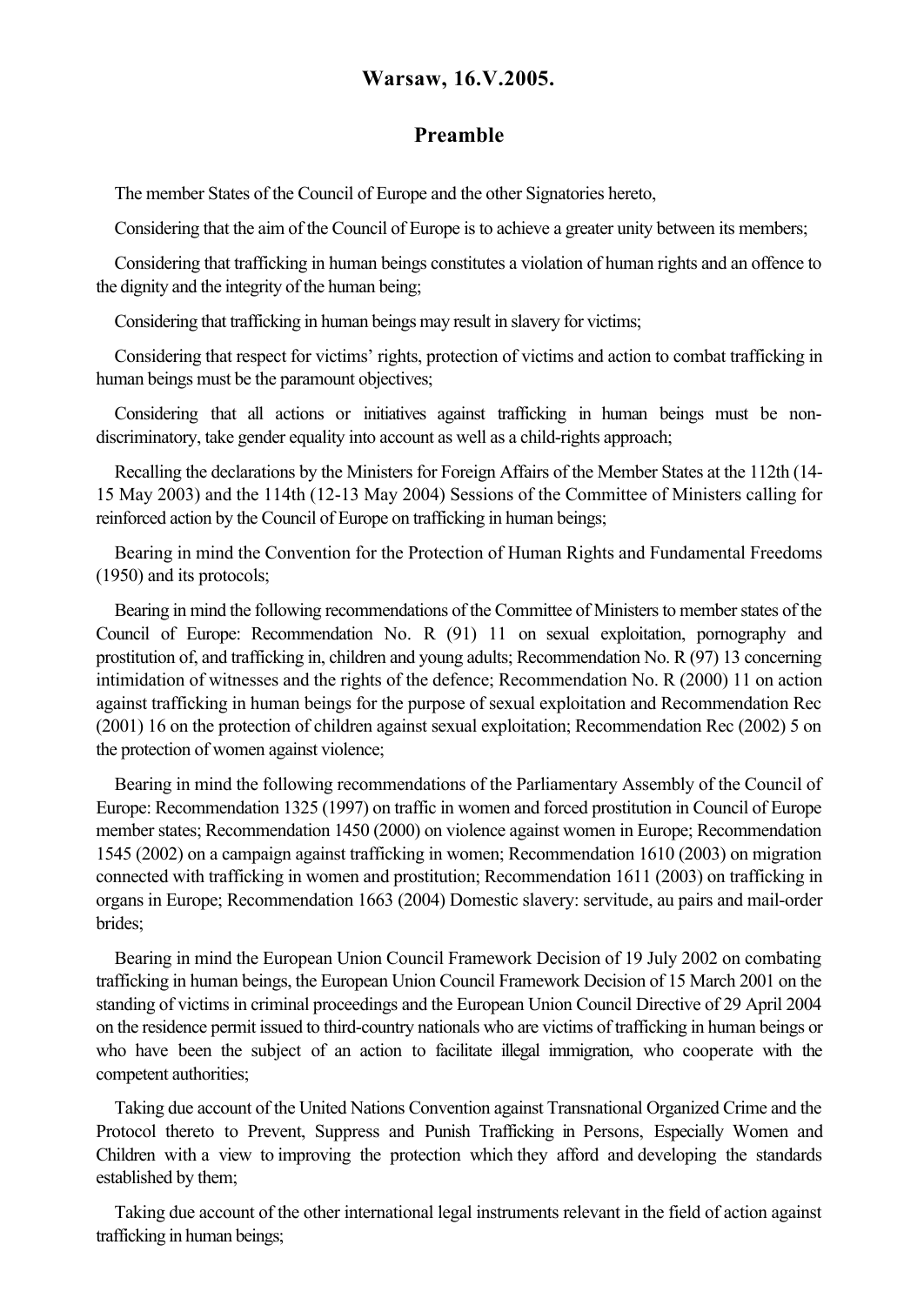**Warsaw, 16.V.2005.**

## Preamble

The member States of the Council of Europe and the other Signatories hereto,

Considering that the aim of the Council of Europe is to achieve a greater unity between its members;

Considering that trafficking in human beings constitutes a violation of human rights and an offence to the dignity and the integrity of the human being;

Considering that trafficking in human beings may result in slavery for victims;

Considering that respect for victims' rights, protection of victims and action to combat trafficking in human beings must be the paramount objectives;

Considering that all actions or initiatives against trafficking in human beings must be non-discriminatory, take gender equality into account as well as a child-rights approach;

Recalling the declarations by the Ministers for Foreign Affairs of the Member States at the 112th (14-15 May 2003) and the 114th (12-13 May 2004) Sessions of the Committee of Ministers calling for reinforced action by the Council of Europe on trafficking in human beings;

Bearing in mind the Convention for the Protection of Human Rights and Fundamental Freedoms (1950) and its protocols;

Bearing in mind the following recommendations of the Committee of Ministers to member states of the Council of Europe: Recommendation No. R (91) 11 on sexual exploitation, pornography and prostitution of, and trafficking in, children and young adults; Recommendation No. R (97) 13 concerning intimidation of witnesses and the rights of the defence; Recommendation No. R (2000) 11 on action against trafficking in human beings for the purpose of sexual exploitation and Recommendation Rec (2001) 16 on the protection of children against sexual exploitation; Recommendation Rec (2002) 5 on the protection of women against violence;

Bearing in mind the following recommendations of the Parliamentary Assembly of the Council of Europe: Recommendation 1325 (1997) on traffic in women and forced prostitution in Council of Europe member states; Recommendation 1450 (2000) on violence against women in Europe; Recommendation 1545 (2002) on a campaign against trafficking in women; Recommendation 1610 (2003) on migration connected with trafficking in women and prostitution; Recommendation 1611 (2003) on trafficking in organs in Europe; Recommendation 1663 (2004) Domestic slavery: servitude, au pairs and mail-order brides;

Bearing in mind the European Union Council Framework Decision of 19 July 2002 on combating trafficking in human beings, the European Union Council Framework Decision of 15 March 2001 on the standing of victims in criminal proceedings and the European Union Council Directive of 29 April 2004 on the residence permit issued to third-country nationals who are victims of trafficking in human beings or who have been the subject of an action to facilitate illegal immigration, who cooperate with the competent authorities;

Taking due account of the United Nations Convention against Transnational Organized Crime and the Protocol thereto to Prevent, Suppress and Punish Trafficking in Persons, Especially Women and Children with a view to improving the protection which they afford and developing the standards established by them;

Taking due account of the other international legal instruments relevant in the field of action against trafficking in human beings;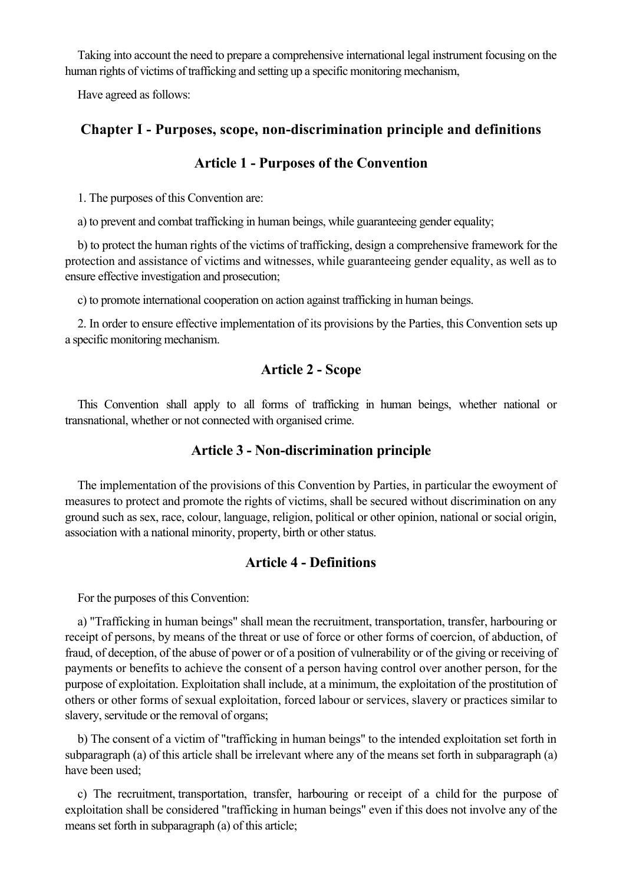Taking into account the need to prepare a comprehensive international legal instrument focusing on the human rights of victims of trafficking and setting up a specific monitoring mechanism,

Have agreed as follows:

## Chapter I - Purposes, scope, non-discrimination principle and definitions

### Article 1 - Purposes of the Convention

1. The purposes of this Convention are:

a) to prevent and combat trafficking in human beings, while guaranteeing gender equality;

b) to protect the human rights of the victims of trafficking, design a comprehensive framework for the protection and assistance of victims and witnesses, while guaranteeing gender equality, as well as to ensure effective investigation and prosecution;

c) to promote international cooperation on action against trafficking in human beings.

2. In order to ensure effective implementation of its provisions by the Parties, this Convention sets up a specific monitoring mechanism.

### Article 2 - Scope

This Convention shall apply to all forms of trafficking in human beings, whether national or transnational, whether or not connected with organised crime.

### Article 3 - Non-discrimination principle

The implementation of the provisions of this Convention by Parties, in particular the ewoyment of measures to protect and promote the rights of victims, shall be secured without discrimination on any ground such as sex, race, colour, language, religion, political or other opinion, national or social origin, association with a national minority, property, birth or other status.

### Article 4 - Definitions

For the purposes of this Convention:

a) "Trafficking in human beings" shall mean the recruitment, transportation, transfer, harbouring or receipt of persons, by means of the threat or use of force or other forms of coercion, of abduction, of fraud, of deception, of the abuse of power or of a position of vulnerability or of the giving or receiving of payments or benefits to achieve the consent of a person having control over another person, for the purpose of exploitation. Exploitation shall include, at a minimum, the exploitation of the prostitution of others or other forms of sexual exploitation, forced labour or services, slavery or practices similar to slavery, servitude or the removal of organs;

b) The consent of a victim of "trafficking in human beings" to the intended exploitation set forth in subparagraph (a) of this article shall be irrelevant where any of the means set forth in subparagraph (a) have been used;

c) The recruitment, transportation, transfer, harbouring or receipt of a child for the purpose of exploitation shall be considered "trafficking in human beings" even if this does not involve any of the means set forth in subparagraph (a) of this article;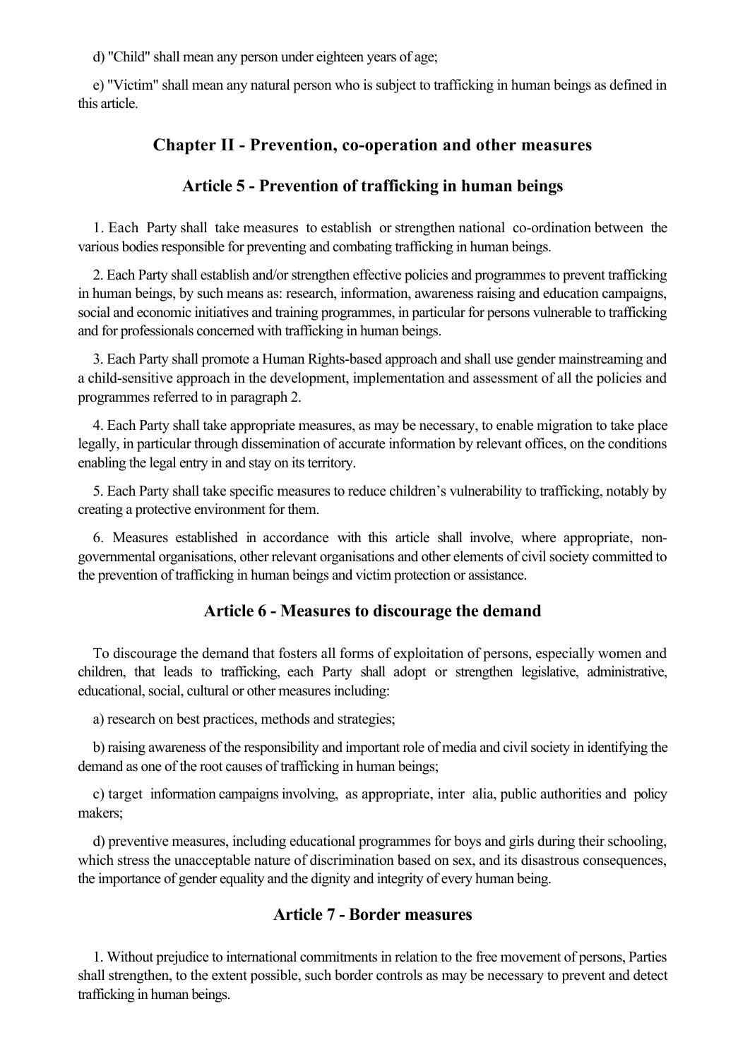d) "Child" shall mean any person under eighteen years of age;

e) "Victim" shall mean any natural person who is subject to trafficking in human beings as defined in this article.

## Chapter II - Prevention, co-operation and other measures

### Article 5 - Prevention of trafficking in human beings

1. Each Party shall take measures to establish or strengthen national co-ordination between the various bodies responsible for preventing and combating trafficking in human beings.

2. Each Party shall establish and/or strengthen effective policies and programmes to prevent trafficking in human beings, by such means as: research, information, awareness raising and education campaigns, social and economic initiatives and training programmes, in particular for persons vulnerable to trafficking and for professionals concerned with trafficking in human beings.

3. Each Party shall promote a Human Rights-based approach and shall use gender mainstreaming and a child-sensitive approach in the development, implementation and assessment of all the policies and programmes referred to in paragraph 2.

4. Each Party shall take appropriate measures, as may be necessary, to enable migration to take place legally, in particular through dissemination of accurate information by relevant offices, on the conditions enabling the legal entry in and stay on its territory.

5. Each Party shall take specific measures to reduce children's vulnerability to trafficking, notably by creating a protective environment for them.

6. Measures established in accordance with this article shall involve, where appropriate, non-governmental organisations, other relevant organisations and other elements of civil society committed to the prevention of trafficking in human beings and victim protection or assistance.

### Article 6 - Measures to discourage the demand

To discourage the demand that fosters all forms of exploitation of persons, especially women and children, that leads to trafficking, each Party shall adopt or strengthen legislative, administrative, educational, social, cultural or other measures including:

a) research on best practices, methods and strategies;

b) raising awareness of the responsibility and important role of media and civil society in identifying the demand as one of the root causes of trafficking in human beings;

c) target information campaigns involving, as appropriate, inter alia, public authorities and policy makers;

d) preventive measures, including educational programmes for boys and girls during their schooling, which stress the unacceptable nature of discrimination based on sex, and its disastrous consequences, the importance of gender equality and the dignity and integrity of every human being.

### Article 7 - Border measures

1. Without prejudice to international commitments in relation to the free movement of persons, Parties shall strengthen, to the extent possible, such border controls as may be necessary to prevent and detect trafficking in human beings.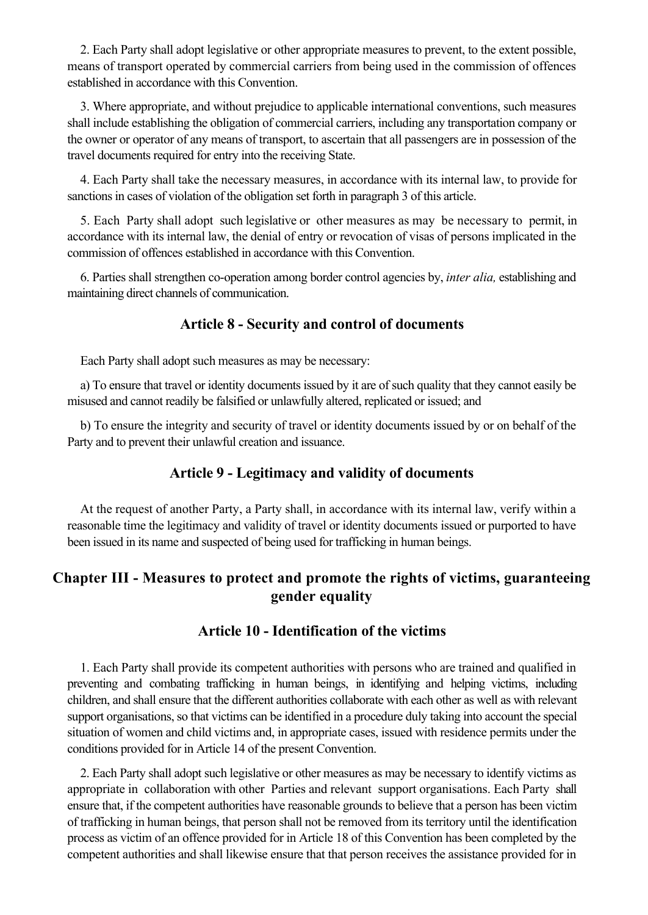2. Each Party shall adopt legislative or other appropriate measures to prevent, to the extent possible, means of transport operated by commercial carriers from being used in the commission of offences established in accordance with this Convention.

3. Where appropriate, and without prejudice to applicable international conventions, such measures shall include establishing the obligation of commercial carriers, including any transportation company or the owner or operator of any means of transport, to ascertain that all passengers are in possession of the travel documents required for entry into the receiving State.

4. Each Party shall take the necessary measures, in accordance with its internal law, to provide for sanctions in cases of violation of the obligation set forth in paragraph 3 of this article.

5. Each Party shall adopt such legislative or other measures as may be necessary to permit, in accordance with its internal law, the denial of entry or revocation of visas of persons implicated in the commission of offences established in accordance with this Convention.

6. Parties shall strengthen co-operation among border control agencies by, *inter alia,* establishing and maintaining direct channels of communication.

### Article 8 - Security and control of documents

Each Party shall adopt such measures as may be necessary:

a) To ensure that travel or identity documents issued by it are of such quality that they cannot easily be misused and cannot readily be falsified or unlawfully altered, replicated or issued; and

b) To ensure the integrity and security of travel or identity documents issued by or on behalf of the Party and to prevent their unlawful creation and issuance.

### Article 9 - Legitimacy and validity of documents

At the request of another Party, a Party shall, in accordance with its internal law, verify within a reasonable time the legitimacy and validity of travel or identity documents issued or purported to have been issued in its name and suspected of being used for trafficking in human beings.

## Chapter III - Measures to protect and promote the rights of victims, guaranteeing gender equality

### Article 10 - Identification of the victims

1. Each Party shall provide its competent authorities with persons who are trained and qualified in preventing and combating trafficking in human beings, in identifying and helping victims, including children, and shall ensure that the different authorities collaborate with each other as well as with relevant support organisations, so that victims can be identified in a procedure duly taking into account the special situation of women and child victims and, in appropriate cases, issued with residence permits under the conditions provided for in Article 14 of the present Convention.

2. Each Party shall adopt such legislative or other measures as may be necessary to identify victims as appropriate in collaboration with other Parties and relevant support organisations. Each Party shall ensure that, if the competent authorities have reasonable grounds to believe that a person has been victim of trafficking in human beings, that person shall not be removed from its territory until the identification process as victim of an offence provided for in Article 18 of this Convention has been completed by the competent authorities and shall likewise ensure that that person receives the assistance provided for in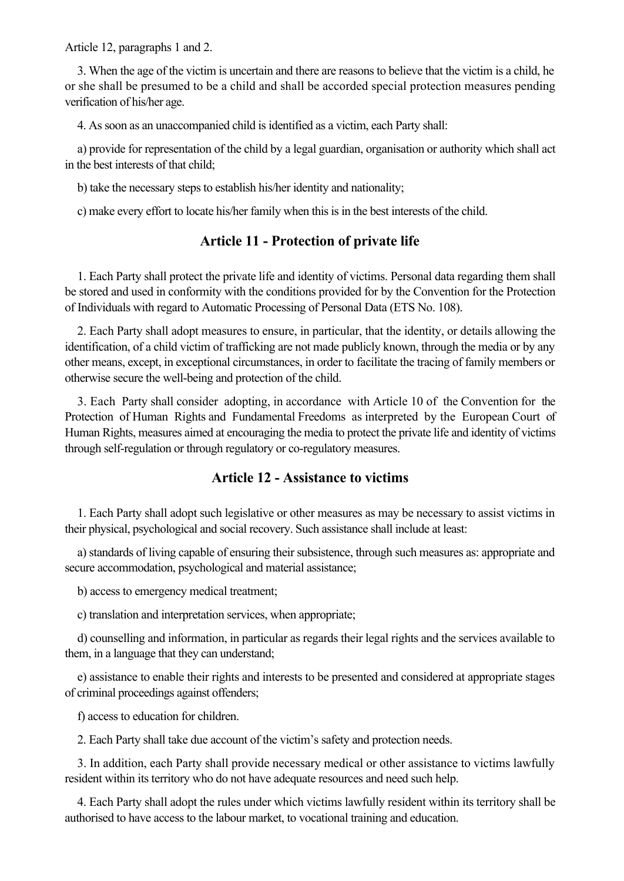Article 12, paragraphs 1 and 2.

3. When the age of the victim is uncertain and there are reasons to believe that the victim is a child, he or she shall be presumed to be a child and shall be accorded special protection measures pending verification of his/her age.

4. As soon as an unaccompanied child is identified as a victim, each Party shall:

a) provide for representation of the child by a legal guardian, organisation or authority which shall act in the best interests of that child;

b) take the necessary steps to establish his/her identity and nationality;

c) make every effort to locate his/her family when this is in the best interests of the child.

## Article 11 - Protection of private life

1. Each Party shall protect the private life and identity of victims. Personal data regarding them shall be stored and used in conformity with the conditions provided for by the Convention for the Protection of Individuals with regard to Automatic Processing of Personal Data (ETS No. 108).

2. Each Party shall adopt measures to ensure, in particular, that the identity, or details allowing the identification, of a child victim of trafficking are not made publicly known, through the media or by any other means, except, in exceptional circumstances, in order to facilitate the tracing of family members or otherwise secure the well-being and protection of the child.

3. Each Party shall consider adopting, in accordance with Article 10 of the Convention for the Protection of Human Rights and Fundamental Freedoms as interpreted by the European Court of Human Rights, measures aimed at encouraging the media to protect the private life and identity of victims through self-regulation or through regulatory or co-regulatory measures.

## Article 12 - Assistance to victims

1. Each Party shall adopt such legislative or other measures as may be necessary to assist victims in their physical, psychological and social recovery. Such assistance shall include at least:

a) standards of living capable of ensuring their subsistence, through such measures as: appropriate and secure accommodation, psychological and material assistance;

b) access to emergency medical treatment;

c) translation and interpretation services, when appropriate;

d) counselling and information, in particular as regards their legal rights and the services available to them, in a language that they can understand;

e) assistance to enable their rights and interests to be presented and considered at appropriate stages of criminal proceedings against offenders;

f) access to education for children.

2. Each Party shall take due account of the victim's safety and protection needs.

3. In addition, each Party shall provide necessary medical or other assistance to victims lawfully resident within its territory who do not have adequate resources and need such help.

4. Each Party shall adopt the rules under which victims lawfully resident within its territory shall be authorised to have access to the labour market, to vocational training and education.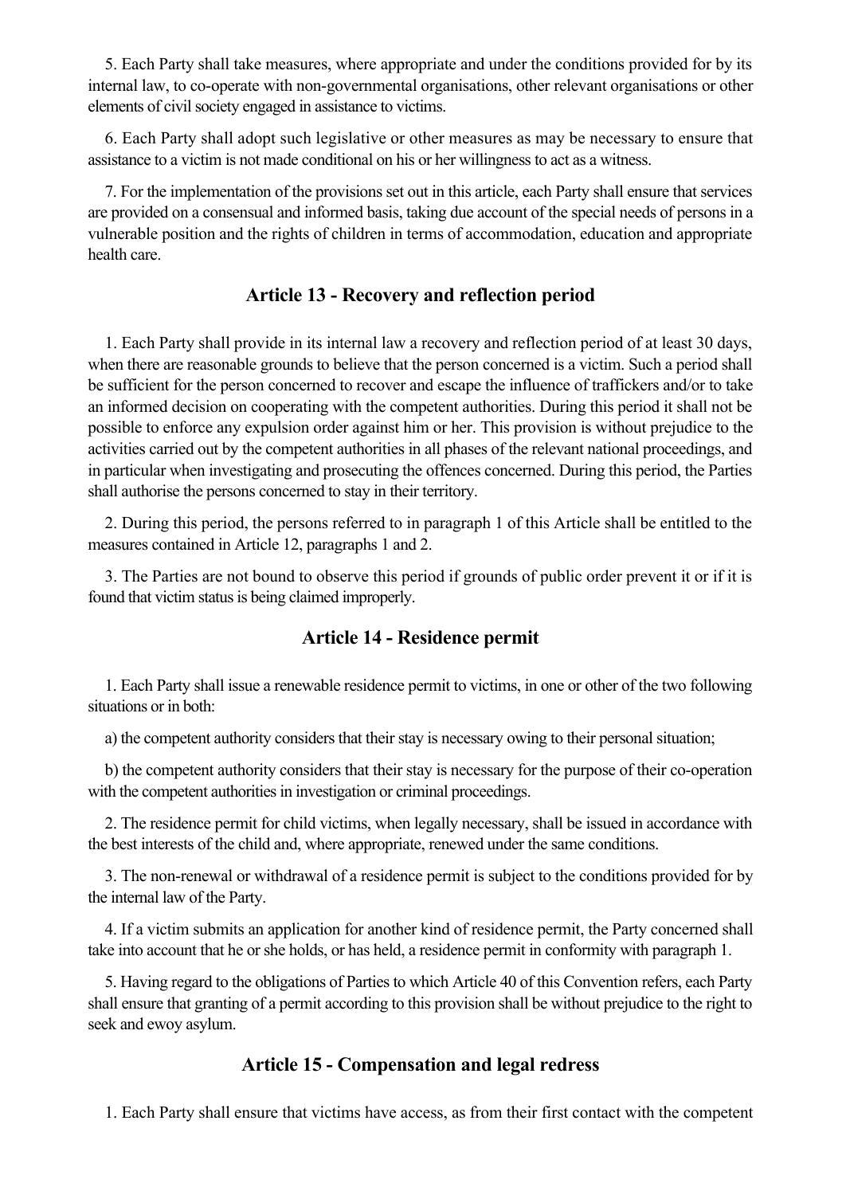5. Each Party shall take measures, where appropriate and under the conditions provided for by its internal law, to co-operate with non-governmental organisations, other relevant organisations or other elements of civil society engaged in assistance to victims.

6. Each Party shall adopt such legislative or other measures as may be necessary to ensure that assistance to a victim is not made conditional on his or her willingness to act as a witness.

7. For the implementation of the provisions set out in this article, each Party shall ensure that services are provided on a consensual and informed basis, taking due account of the special needs of persons in a vulnerable position and the rights of children in terms of accommodation, education and appropriate health care.

## Article 13 - Recovery and reflection period

1. Each Party shall provide in its internal law a recovery and reflection period of at least 30 days, when there are reasonable grounds to believe that the person concerned is a victim. Such a period shall be sufficient for the person concerned to recover and escape the influence of traffickers and/or to take an informed decision on cooperating with the competent authorities. During this period it shall not be possible to enforce any expulsion order against him or her. This provision is without prejudice to the activities carried out by the competent authorities in all phases of the relevant national proceedings, and in particular when investigating and prosecuting the offences concerned. During this period, the Parties shall authorise the persons concerned to stay in their territory.

2. During this period, the persons referred to in paragraph 1 of this Article shall be entitled to the measures contained in Article 12, paragraphs 1 and 2.

3. The Parties are not bound to observe this period if grounds of public order prevent it or if it is found that victim status is being claimed improperly.

## Article 14 - Residence permit

1. Each Party shall issue a renewable residence permit to victims, in one or other of the two following situations or in both:

a) the competent authority considers that their stay is necessary owing to their personal situation;

b) the competent authority considers that their stay is necessary for the purpose of their co-operation with the competent authorities in investigation or criminal proceedings.

2. The residence permit for child victims, when legally necessary, shall be issued in accordance with the best interests of the child and, where appropriate, renewed under the same conditions.

3. The non-renewal or withdrawal of a residence permit is subject to the conditions provided for by the internal law of the Party.

4. If a victim submits an application for another kind of residence permit, the Party concerned shall take into account that he or she holds, or has held, a residence permit in conformity with paragraph 1.

5. Having regard to the obligations of Parties to which Article 40 of this Convention refers, each Party shall ensure that granting of a permit according to this provision shall be without prejudice to the right to seek and ewoy asylum.

## Article 15 - Compensation and legal redress

1. Each Party shall ensure that victims have access, as from their first contact with the competent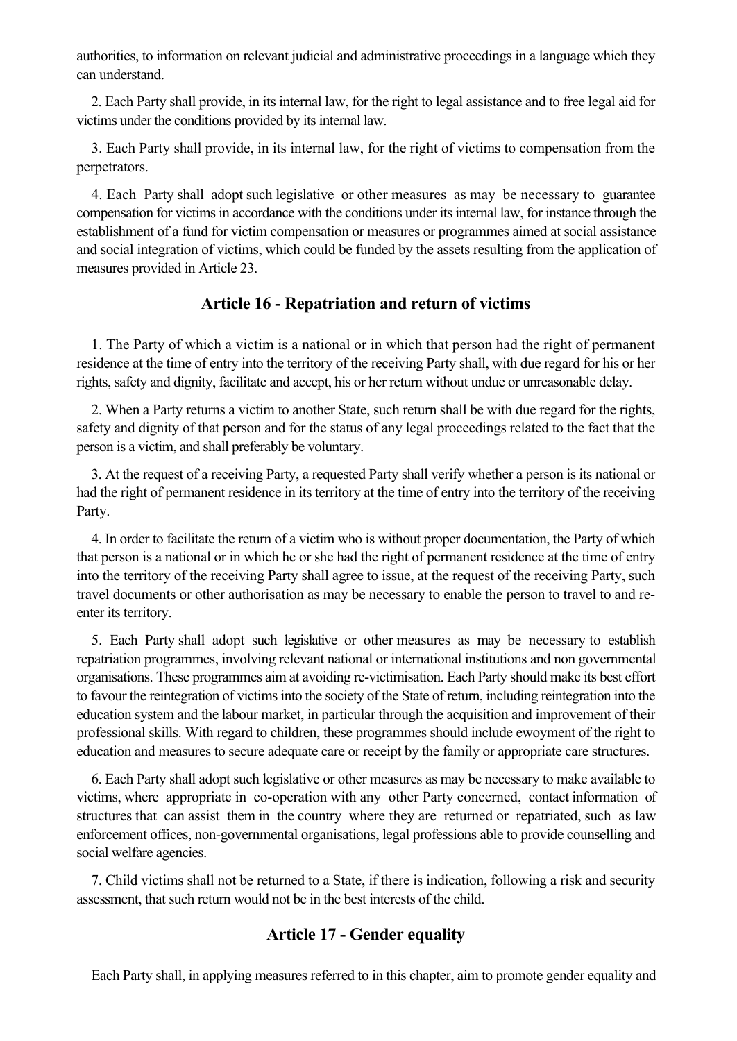authorities, to information on relevant judicial and administrative proceedings in a language which they can understand.

2. Each Party shall provide, in its internal law, for the right to legal assistance and to free legal aid for victims under the conditions provided by its internal law.

3. Each Party shall provide, in its internal law, for the right of victims to compensation from the perpetrators.

4. Each Party shall adopt such legislative or other measures as may be necessary to guarantee compensation for victims in accordance with the conditions under its internal law, for instance through the establishment of a fund for victim compensation or measures or programmes aimed at social assistance and social integration of victims, which could be funded by the assets resulting from the application of measures provided in Article 23.

## Article 16 - Repatriation and return of victims

1. The Party of which a victim is a national or in which that person had the right of permanent residence at the time of entry into the territory of the receiving Party shall, with due regard for his or her rights, safety and dignity, facilitate and accept, his or her return without undue or unreasonable delay.

2. When a Party returns a victim to another State, such return shall be with due regard for the rights, safety and dignity of that person and for the status of any legal proceedings related to the fact that the person is a victim, and shall preferably be voluntary.

3. At the request of a receiving Party, a requested Party shall verify whether a person is its national or had the right of permanent residence in its territory at the time of entry into the territory of the receiving Party.

4. In order to facilitate the return of a victim who is without proper documentation, the Party of which that person is a national or in which he or she had the right of permanent residence at the time of entry into the territory of the receiving Party shall agree to issue, at the request of the receiving Party, such travel documents or other authorisation as may be necessary to enable the person to travel to and re-enter its territory.

5. Each Party shall adopt such legislative or other measures as may be necessary to establish repatriation programmes, involving relevant national or international institutions and non governmental organisations. These programmes aim at avoiding re-victimisation. Each Party should make its best effort to favour the reintegration of victims into the society of the State of return, including reintegration into the education system and the labour market, in particular through the acquisition and improvement of their professional skills. With regard to children, these programmes should include ewoyment of the right to education and measures to secure adequate care or receipt by the family or appropriate care structures.

6. Each Party shall adopt such legislative or other measures as may be necessary to make available to victims, where appropriate in co-operation with any other Party concerned, contact information of structures that can assist them in the country where they are returned or repatriated, such as law enforcement offices, non-governmental organisations, legal professions able to provide counselling and social welfare agencies.

7. Child victims shall not be returned to a State, if there is indication, following a risk and security assessment, that such return would not be in the best interests of the child.

## Article 17 - Gender equality

Each Party shall, in applying measures referred to in this chapter, aim to promote gender equality and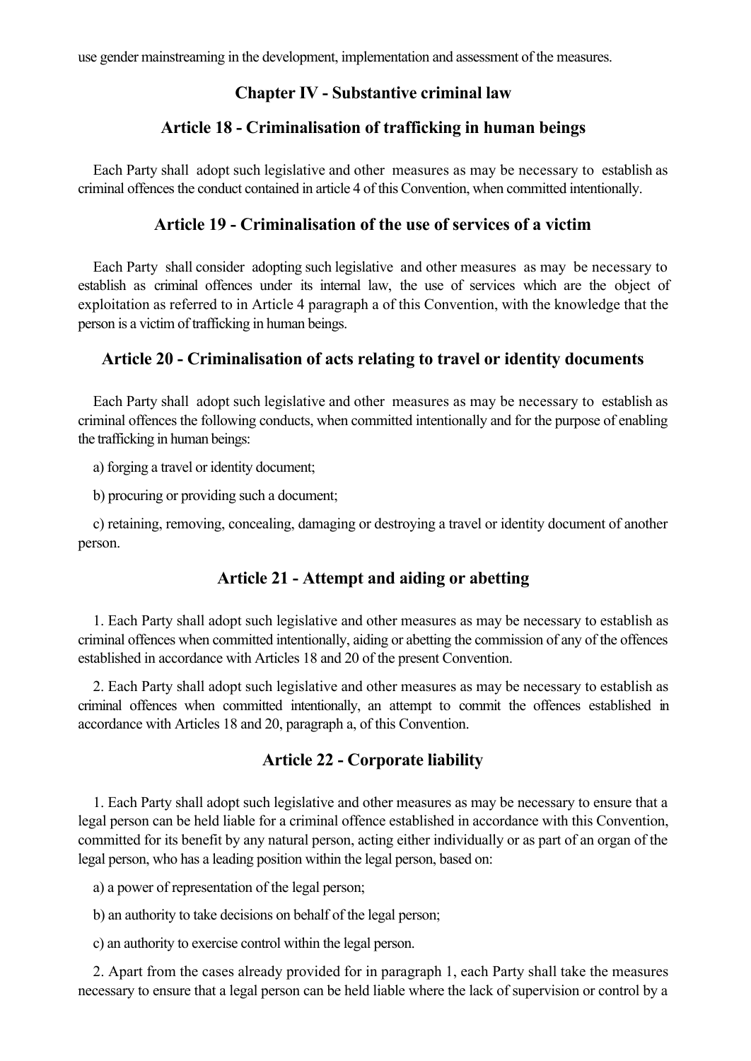use gender mainstreaming in the development, implementation and assessment of the measures.

## Chapter IV - Substantive criminal law

### Article 18 - Criminalisation of trafficking in human beings

Each Party shall adopt such legislative and other measures as may be necessary to establish as criminal offences the conduct contained in article 4 of this Convention, when committed intentionally.

### Article 19 - Criminalisation of the use of services of a victim

Each Party shall consider adopting such legislative and other measures as may be necessary to establish as criminal offences under its internal law, the use of services which are the object of exploitation as referred to in Article 4 paragraph a of this Convention, with the knowledge that the person is a victim of trafficking in human beings.

### Article 20 - Criminalisation of acts relating to travel or identity documents

Each Party shall adopt such legislative and other measures as may be necessary to establish as criminal offences the following conducts, when committed intentionally and for the purpose of enabling the trafficking in human beings:

a) forging a travel or identity document;

b) procuring or providing such a document;

c) retaining, removing, concealing, damaging or destroying a travel or identity document of another person.

### Article 21 - Attempt and aiding or abetting

1. Each Party shall adopt such legislative and other measures as may be necessary to establish as criminal offences when committed intentionally, aiding or abetting the commission of any of the offences established in accordance with Articles 18 and 20 of the present Convention.

2. Each Party shall adopt such legislative and other measures as may be necessary to establish as criminal offences when committed intentionally, an attempt to commit the offences established in accordance with Articles 18 and 20, paragraph a, of this Convention.

### Article 22 - Corporate liability

1. Each Party shall adopt such legislative and other measures as may be necessary to ensure that a legal person can be held liable for a criminal offence established in accordance with this Convention, committed for its benefit by any natural person, acting either individually or as part of an organ of the legal person, who has a leading position within the legal person, based on:

a) a power of representation of the legal person;

b) an authority to take decisions on behalf of the legal person;

c) an authority to exercise control within the legal person.

2. Apart from the cases already provided for in paragraph 1, each Party shall take the measures necessary to ensure that a legal person can be held liable where the lack of supervision or control by a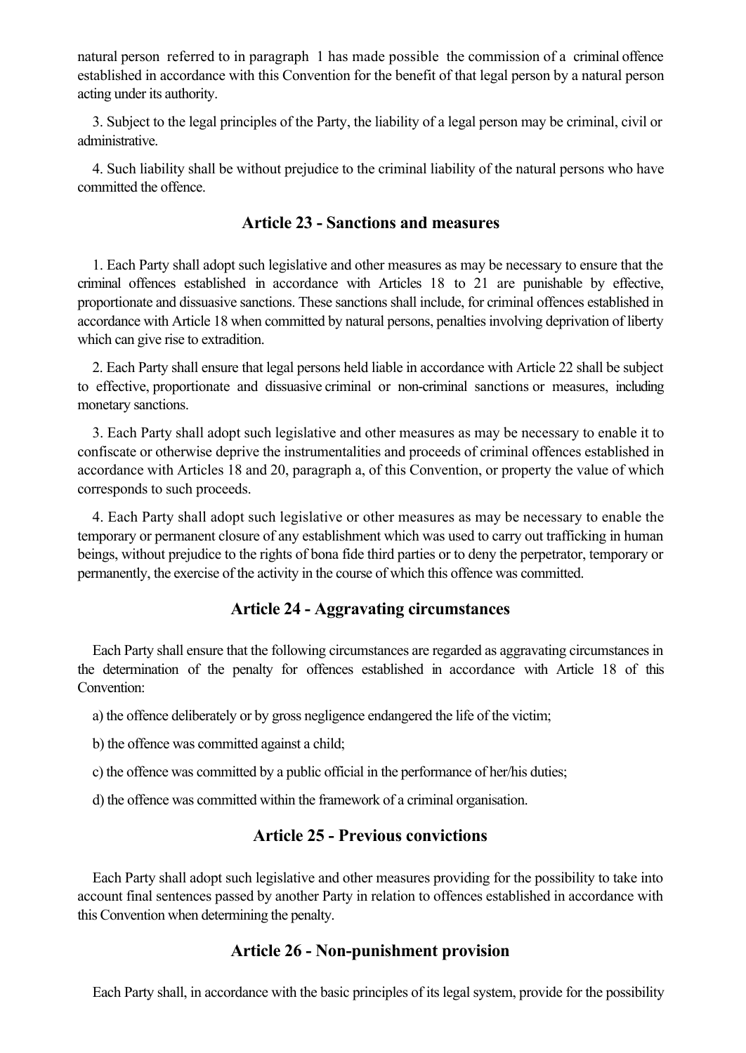natural person referred to in paragraph 1 has made possible the commission of a criminal offence established in accordance with this Convention for the benefit of that legal person by a natural person acting under its authority.

3. Subject to the legal principles of the Party, the liability of a legal person may be criminal, civil or administrative.

4. Such liability shall be without prejudice to the criminal liability of the natural persons who have committed the offence.

## Article 23 - Sanctions and measures

1. Each Party shall adopt such legislative and other measures as may be necessary to ensure that the criminal offences established in accordance with Articles 18 to 21 are punishable by effective, proportionate and dissuasive sanctions. These sanctions shall include, for criminal offences established in accordance with Article 18 when committed by natural persons, penalties involving deprivation of liberty which can give rise to extradition.

2. Each Party shall ensure that legal persons held liable in accordance with Article 22 shall be subject to effective, proportionate and dissuasive criminal or non-criminal sanctions or measures, including monetary sanctions.

3. Each Party shall adopt such legislative and other measures as may be necessary to enable it to confiscate or otherwise deprive the instrumentalities and proceeds of criminal offences established in accordance with Articles 18 and 20, paragraph a, of this Convention, or property the value of which corresponds to such proceeds.

4. Each Party shall adopt such legislative or other measures as may be necessary to enable the temporary or permanent closure of any establishment which was used to carry out trafficking in human beings, without prejudice to the rights of bona fide third parties or to deny the perpetrator, temporary or permanently, the exercise of the activity in the course of which this offence was committed.

## Article 24 - Aggravating circumstances

Each Party shall ensure that the following circumstances are regarded as aggravating circumstances in the determination of the penalty for offences established in accordance with Article 18 of this Convention:

a) the offence deliberately or by gross negligence endangered the life of the victim;

b) the offence was committed against a child;

c) the offence was committed by a public official in the performance of her/his duties;

d) the offence was committed within the framework of a criminal organisation.

## Article 25 - Previous convictions

Each Party shall adopt such legislative and other measures providing for the possibility to take into account final sentences passed by another Party in relation to offences established in accordance with this Convention when determining the penalty.

## Article 26 - Non-punishment provision

Each Party shall, in accordance with the basic principles of its legal system, provide for the possibility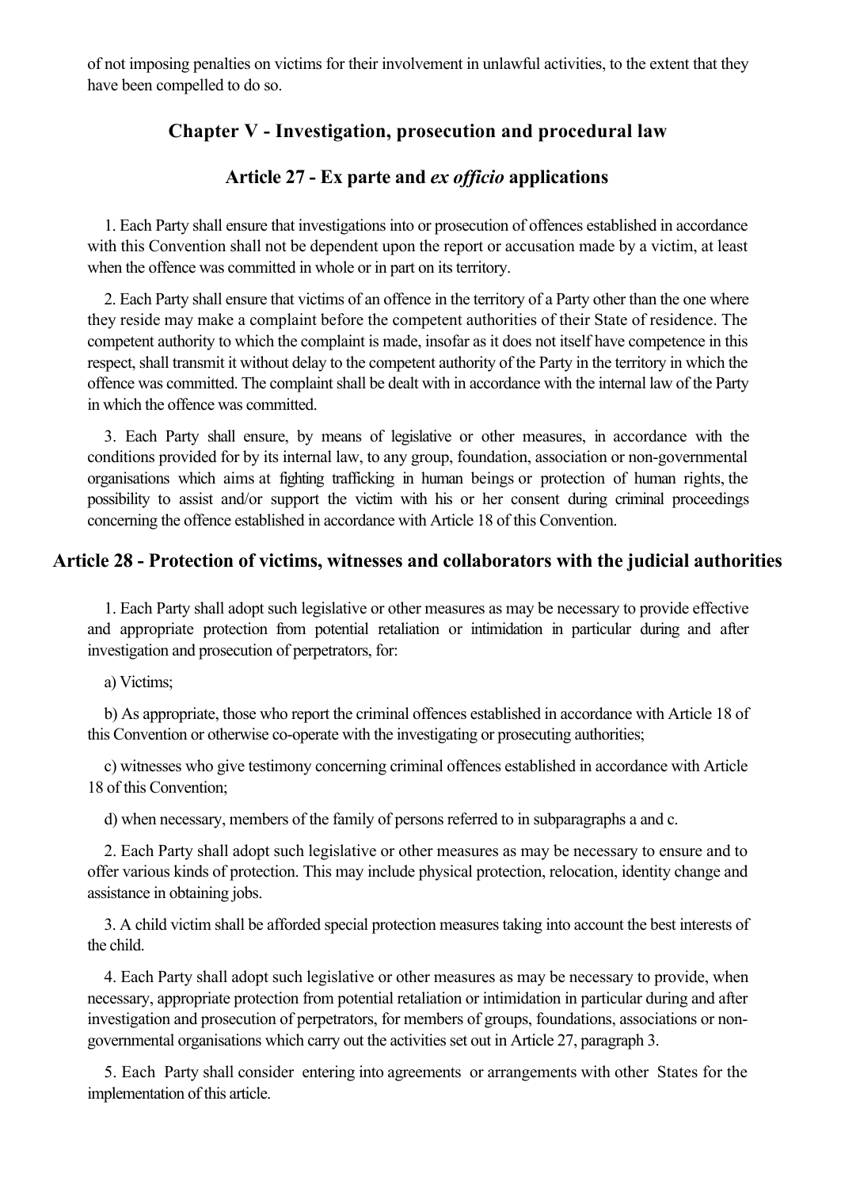of not imposing penalties on victims for their involvement in unlawful activities, to the extent that they have been compelled to do so.

## Chapter V - Investigation, prosecution and procedural law

### Article 27 - Ex parte and *ex officio* applications

1. Each Party shall ensure that investigations into or prosecution of offences established in accordance with this Convention shall not be dependent upon the report or accusation made by a victim, at least when the offence was committed in whole or in part on its territory.

2. Each Party shall ensure that victims of an offence in the territory of a Party other than the one where they reside may make a complaint before the competent authorities of their State of residence. The competent authority to which the complaint is made, insofar as it does not itself have competence in this respect, shall transmit it without delay to the competent authority of the Party in the territory in which the offence was committed. The complaint shall be dealt with in accordance with the internal law of the Party in which the offence was committed.

3. Each Party shall ensure, by means of legislative or other measures, in accordance with the conditions provided for by its internal law, to any group, foundation, association or non-governmental organisations which aims at fighting trafficking in human beings or protection of human rights, the possibility to assist and/or support the victim with his or her consent during criminal proceedings concerning the offence established in accordance with Article 18 of this Convention.

### Article 28 - Protection of victims, witnesses and collaborators with the judicial authorities

1. Each Party shall adopt such legislative or other measures as may be necessary to provide effective and appropriate protection from potential retaliation or intimidation in particular during and after investigation and prosecution of perpetrators, for:

a) Victims;

b) As appropriate, those who report the criminal offences established in accordance with Article 18 of this Convention or otherwise co-operate with the investigating or prosecuting authorities;

c) witnesses who give testimony concerning criminal offences established in accordance with Article 18 of this Convention;

d) when necessary, members of the family of persons referred to in subparagraphs a and c.

2. Each Party shall adopt such legislative or other measures as may be necessary to ensure and to offer various kinds of protection. This may include physical protection, relocation, identity change and assistance in obtaining jobs.

3. A child victim shall be afforded special protection measures taking into account the best interests of the child.

4. Each Party shall adopt such legislative or other measures as may be necessary to provide, when necessary, appropriate protection from potential retaliation or intimidation in particular during and after investigation and prosecution of perpetrators, for members of groups, foundations, associations or non-governmental organisations which carry out the activities set out in Article 27, paragraph 3.

5. Each Party shall consider entering into agreements or arrangements with other States for the implementation of this article.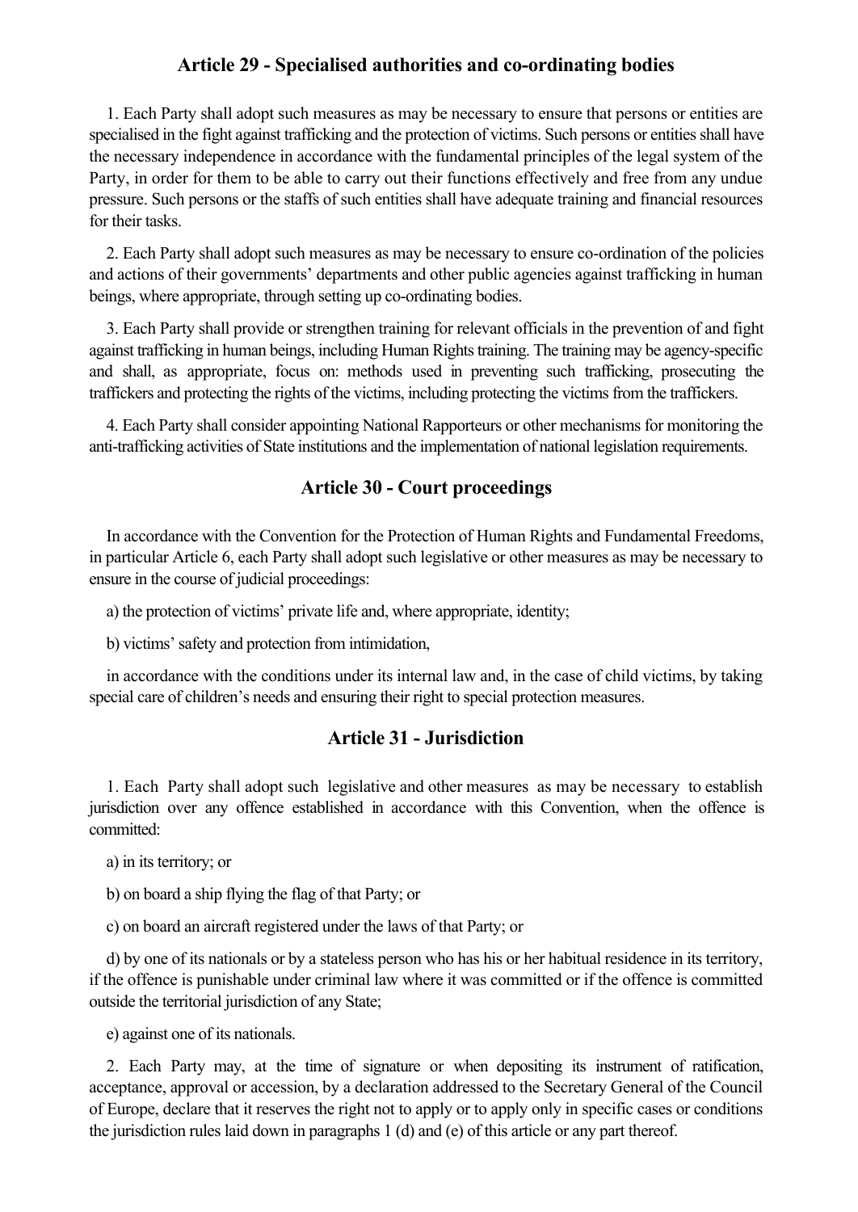### Article 29 - Specialised authorities and co-ordinating bodies

1. Each Party shall adopt such measures as may be necessary to ensure that persons or entities are specialised in the fight against trafficking and the protection of victims. Such persons or entities shall have the necessary independence in accordance with the fundamental principles of the legal system of the Party, in order for them to be able to carry out their functions effectively and free from any undue pressure. Such persons or the staffs of such entities shall have adequate training and financial resources for their tasks.

2. Each Party shall adopt such measures as may be necessary to ensure co-ordination of the policies and actions of their governments' departments and other public agencies against trafficking in human beings, where appropriate, through setting up co-ordinating bodies.

3. Each Party shall provide or strengthen training for relevant officials in the prevention of and fight against trafficking in human beings, including Human Rights training. The training may be agency-specific and shall, as appropriate, focus on: methods used in preventing such trafficking, prosecuting the traffickers and protecting the rights of the victims, including protecting the victims from the traffickers.

4. Each Party shall consider appointing National Rapporteurs or other mechanisms for monitoring the anti-trafficking activities of State institutions and the implementation of national legislation requirements.

### Article 30 - Court proceedings

In accordance with the Convention for the Protection of Human Rights and Fundamental Freedoms, in particular Article 6, each Party shall adopt such legislative or other measures as may be necessary to ensure in the course of judicial proceedings:

a) the protection of victims' private life and, where appropriate, identity;

b) victims' safety and protection from intimidation,

in accordance with the conditions under its internal law and, in the case of child victims, by taking special care of children's needs and ensuring their right to special protection measures.

### Article 31 - Jurisdiction

1. Each Party shall adopt such legislative and other measures as may be necessary to establish jurisdiction over any offence established in accordance with this Convention, when the offence is committed:

a) in its territory; or

b) on board a ship flying the flag of that Party; or

c) on board an aircraft registered under the laws of that Party; or

d) by one of its nationals or by a stateless person who has his or her habitual residence in its territory, if the offence is punishable under criminal law where it was committed or if the offence is committed outside the territorial jurisdiction of any State;

e) against one of its nationals.

2. Each Party may, at the time of signature or when depositing its instrument of ratification, acceptance, approval or accession, by a declaration addressed to the Secretary General of the Council of Europe, declare that it reserves the right not to apply or to apply only in specific cases or conditions the jurisdiction rules laid down in paragraphs 1 (d) and (e) of this article or any part thereof.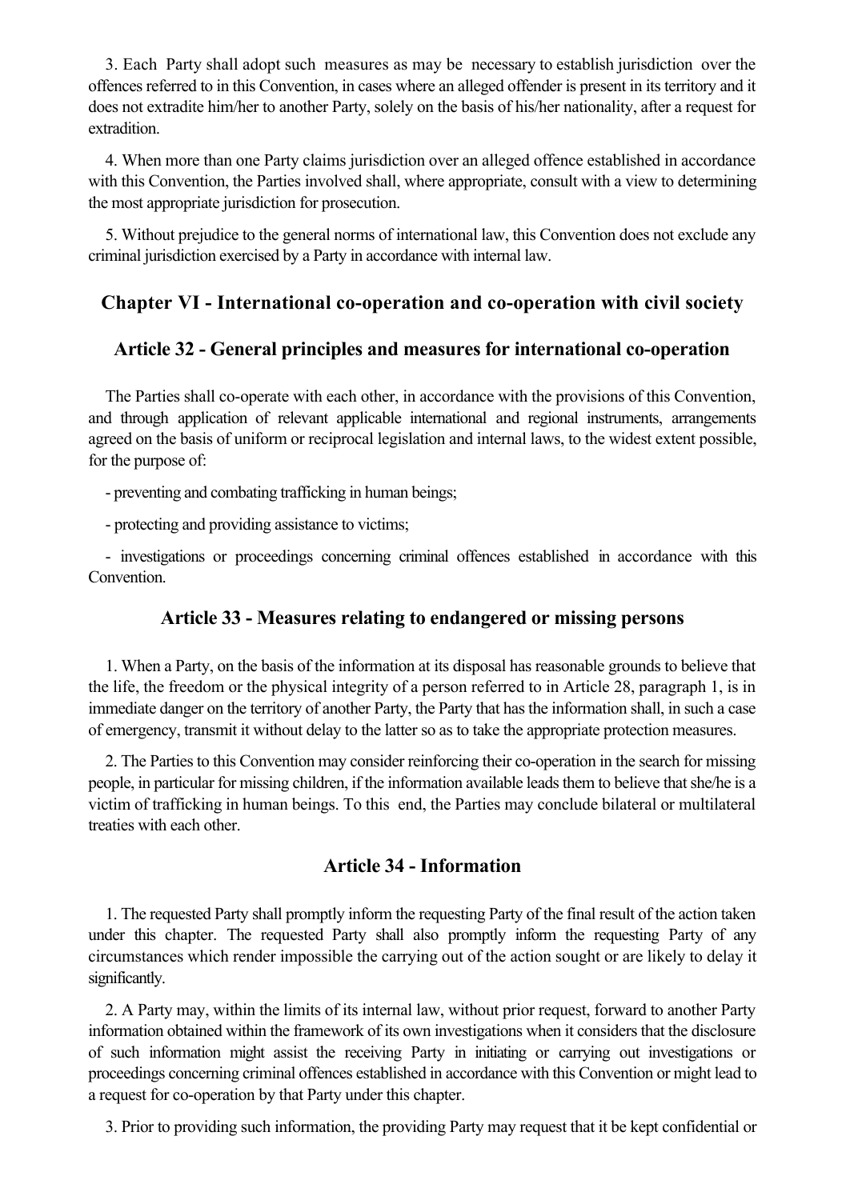3. Each Party shall adopt such measures as may be necessary to establish jurisdiction over the offences referred to in this Convention, in cases where an alleged offender is present in its territory and it does not extradite him/her to another Party, solely on the basis of his/her nationality, after a request for extradition.

4. When more than one Party claims jurisdiction over an alleged offence established in accordance with this Convention, the Parties involved shall, where appropriate, consult with a view to determining the most appropriate jurisdiction for prosecution.

5. Without prejudice to the general norms of international law, this Convention does not exclude any criminal jurisdiction exercised by a Party in accordance with internal law.

## Chapter VI - International co-operation and co-operation with civil society

### Article 32 - General principles and measures for international co-operation

The Parties shall co-operate with each other, in accordance with the provisions of this Convention, and through application of relevant applicable international and regional instruments, arrangements agreed on the basis of uniform or reciprocal legislation and internal laws, to the widest extent possible, for the purpose of:

- preventing and combating trafficking in human beings;

- protecting and providing assistance to victims;

- investigations or proceedings concerning criminal offences established in accordance with this Convention.

### Article 33 - Measures relating to endangered or missing persons

1. When a Party, on the basis of the information at its disposal has reasonable grounds to believe that the life, the freedom or the physical integrity of a person referred to in Article 28, paragraph 1, is in immediate danger on the territory of another Party, the Party that has the information shall, in such a case of emergency, transmit it without delay to the latter so as to take the appropriate protection measures.

2. The Parties to this Convention may consider reinforcing their co-operation in the search for missing people, in particular for missing children, if the information available leads them to believe that she/he is a victim of trafficking in human beings. To this end, the Parties may conclude bilateral or multilateral treaties with each other.

### Article 34 - Information

1. The requested Party shall promptly inform the requesting Party of the final result of the action taken under this chapter. The requested Party shall also promptly inform the requesting Party of any circumstances which render impossible the carrying out of the action sought or are likely to delay it significantly.

2. A Party may, within the limits of its internal law, without prior request, forward to another Party information obtained within the framework of its own investigations when it considers that the disclosure of such information might assist the receiving Party in initiating or carrying out investigations or proceedings concerning criminal offences established in accordance with this Convention or might lead to a request for co-operation by that Party under this chapter.

3. Prior to providing such information, the providing Party may request that it be kept confidential or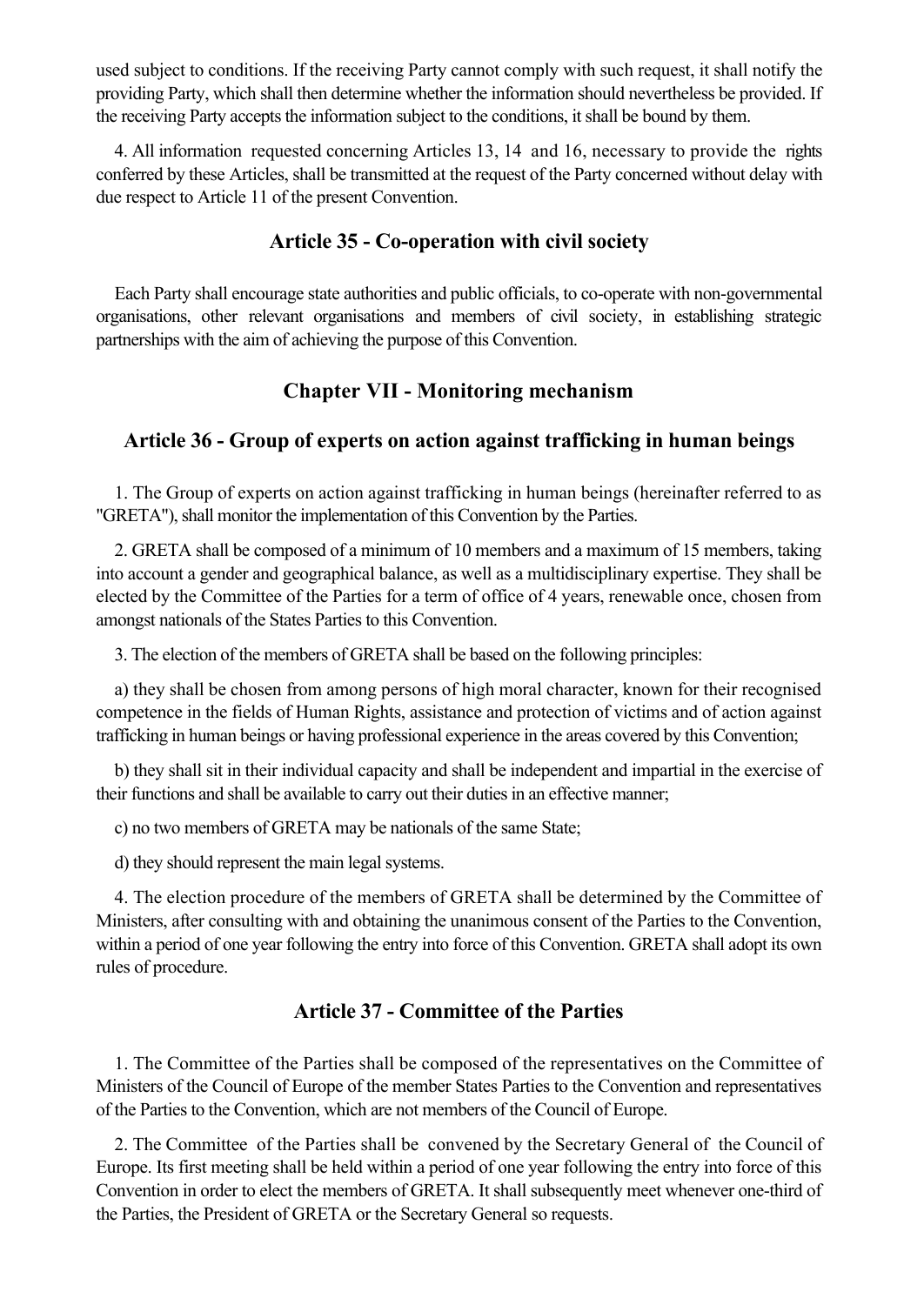used subject to conditions. If the receiving Party cannot comply with such request, it shall notify the providing Party, which shall then determine whether the information should nevertheless be provided. If the receiving Party accepts the information subject to the conditions, it shall be bound by them.

4. All information requested concerning Articles 13, 14 and 16, necessary to provide the rights conferred by these Articles, shall be transmitted at the request of the Party concerned without delay with due respect to Article 11 of the present Convention.

### Article 35 - Co-operation with civil society

Each Party shall encourage state authorities and public officials, to co-operate with non-governmental organisations, other relevant organisations and members of civil society, in establishing strategic partnerships with the aim of achieving the purpose of this Convention.

## Chapter VII - Monitoring mechanism

### Article 36 - Group of experts on action against trafficking in human beings

1. The Group of experts on action against trafficking in human beings (hereinafter referred to as "GRETA"), shall monitor the implementation of this Convention by the Parties.

2. GRETA shall be composed of a minimum of 10 members and a maximum of 15 members, taking into account a gender and geographical balance, as well as a multidisciplinary expertise. They shall be elected by the Committee of the Parties for a term of office of 4 years, renewable once, chosen from amongst nationals of the States Parties to this Convention.

3. The election of the members of GRETA shall be based on the following principles:

a) they shall be chosen from among persons of high moral character, known for their recognised competence in the fields of Human Rights, assistance and protection of victims and of action against trafficking in human beings or having professional experience in the areas covered by this Convention;

b) they shall sit in their individual capacity and shall be independent and impartial in the exercise of their functions and shall be available to carry out their duties in an effective manner;

c) no two members of GRETA may be nationals of the same State;

d) they should represent the main legal systems.

4. The election procedure of the members of GRETA shall be determined by the Committee of Ministers, after consulting with and obtaining the unanimous consent of the Parties to the Convention, within a period of one year following the entry into force of this Convention. GRETA shall adopt its own rules of procedure.

### Article 37 - Committee of the Parties

1. The Committee of the Parties shall be composed of the representatives on the Committee of Ministers of the Council of Europe of the member States Parties to the Convention and representatives of the Parties to the Convention, which are not members of the Council of Europe.

2. The Committee of the Parties shall be convened by the Secretary General of the Council of Europe. Its first meeting shall be held within a period of one year following the entry into force of this Convention in order to elect the members of GRETA. It shall subsequently meet whenever one-third of the Parties, the President of GRETA or the Secretary General so requests.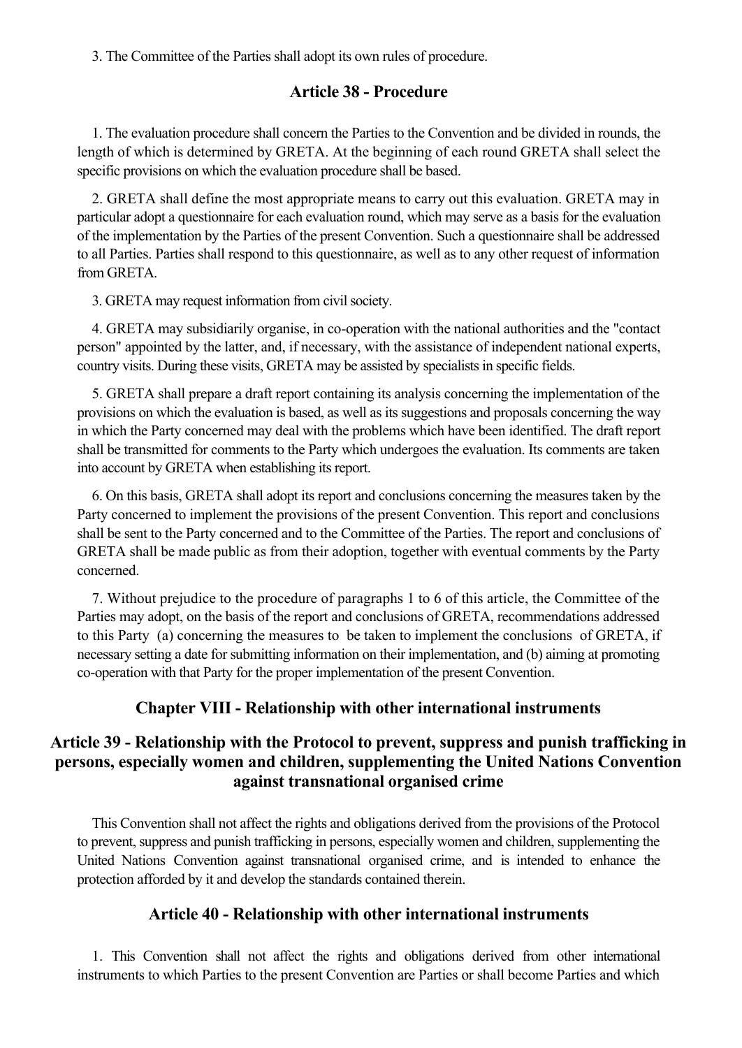3. The Committee of the Parties shall adopt its own rules of procedure.

### Article 38 - Procedure

1. The evaluation procedure shall concern the Parties to the Convention and be divided in rounds, the length of which is determined by GRETA. At the beginning of each round GRETA shall select the specific provisions on which the evaluation procedure shall be based.

2. GRETA shall define the most appropriate means to carry out this evaluation. GRETA may in particular adopt a questionnaire for each evaluation round, which may serve as a basis for the evaluation of the implementation by the Parties of the present Convention. Such a questionnaire shall be addressed to all Parties. Parties shall respond to this questionnaire, as well as to any other request of information from GRETA.

3. GRETA may request information from civil society.

4. GRETA may subsidiarily organise, in co-operation with the national authorities and the "contact person" appointed by the latter, and, if necessary, with the assistance of independent national experts, country visits. During these visits, GRETA may be assisted by specialists in specific fields.

5. GRETA shall prepare a draft report containing its analysis concerning the implementation of the provisions on which the evaluation is based, as well as its suggestions and proposals concerning the way in which the Party concerned may deal with the problems which have been identified. The draft report shall be transmitted for comments to the Party which undergoes the evaluation. Its comments are taken into account by GRETA when establishing its report.

6. On this basis, GRETA shall adopt its report and conclusions concerning the measures taken by the Party concerned to implement the provisions of the present Convention. This report and conclusions shall be sent to the Party concerned and to the Committee of the Parties. The report and conclusions of GRETA shall be made public as from their adoption, together with eventual comments by the Party concerned.

7. Without prejudice to the procedure of paragraphs 1 to 6 of this article, the Committee of the Parties may adopt, on the basis of the report and conclusions of GRETA, recommendations addressed to this Party (a) concerning the measures to be taken to implement the conclusions of GRETA, if necessary setting a date for submitting information on their implementation, and (b) aiming at promoting co-operation with that Party for the proper implementation of the present Convention.

## Chapter VIII - Relationship with other international instruments

### Article 39 - Relationship with the Protocol to prevent, suppress and punish trafficking in persons, especially women and children, supplementing the United Nations Convention against transnational organised crime

This Convention shall not affect the rights and obligations derived from the provisions of the Protocol to prevent, suppress and punish trafficking in persons, especially women and children, supplementing the United Nations Convention against transnational organised crime, and is intended to enhance the protection afforded by it and develop the standards contained therein.

### Article 40 - Relationship with other international instruments

1. This Convention shall not affect the rights and obligations derived from other international instruments to which Parties to the present Convention are Parties or shall become Parties and which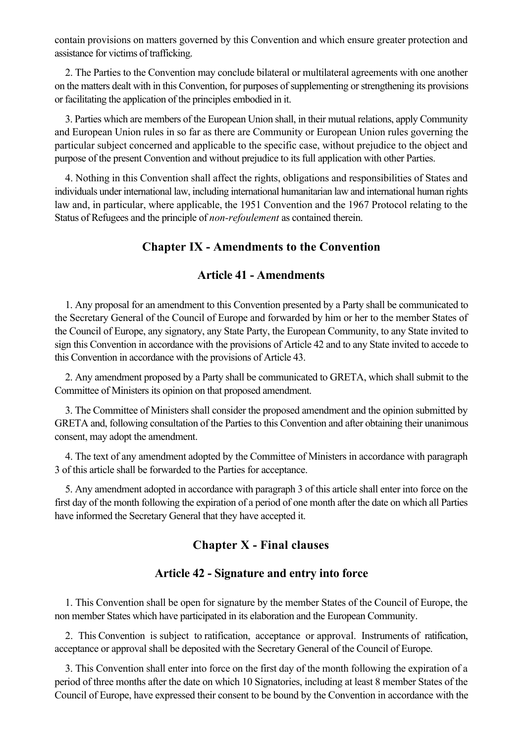contain provisions on matters governed by this Convention and which ensure greater protection and assistance for victims of trafficking.

2. The Parties to the Convention may conclude bilateral or multilateral agreements with one another on the matters dealt with in this Convention, for purposes of supplementing or strengthening its provisions or facilitating the application of the principles embodied in it.

3. Parties which are members of the European Union shall, in their mutual relations, apply Community and European Union rules in so far as there are Community or European Union rules governing the particular subject concerned and applicable to the specific case, without prejudice to the object and purpose of the present Convention and without prejudice to its full application with other Parties.

4. Nothing in this Convention shall affect the rights, obligations and responsibilities of States and individuals under international law, including international humanitarian law and international human rights law and, in particular, where applicable, the 1951 Convention and the 1967 Protocol relating to the Status of Refugees and the principle of *non-refoulement* as contained therein.

## Chapter IX - Amendments to the Convention

### Article 41 - Amendments

1. Any proposal for an amendment to this Convention presented by a Party shall be communicated to the Secretary General of the Council of Europe and forwarded by him or her to the member States of the Council of Europe, any signatory, any State Party, the European Community, to any State invited to sign this Convention in accordance with the provisions of Article 42 and to any State invited to accede to this Convention in accordance with the provisions of Article 43.

2. Any amendment proposed by a Party shall be communicated to GRETA, which shall submit to the Committee of Ministers its opinion on that proposed amendment.

3. The Committee of Ministers shall consider the proposed amendment and the opinion submitted by GRETA and, following consultation of the Parties to this Convention and after obtaining their unanimous consent, may adopt the amendment.

4. The text of any amendment adopted by the Committee of Ministers in accordance with paragraph 3 of this article shall be forwarded to the Parties for acceptance.

5. Any amendment adopted in accordance with paragraph 3 of this article shall enter into force on the first day of the month following the expiration of a period of one month after the date on which all Parties have informed the Secretary General that they have accepted it.

## Chapter X - Final clauses

### Article 42 - Signature and entry into force

1. This Convention shall be open for signature by the member States of the Council of Europe, the non member States which have participated in its elaboration and the European Community.

2. This Convention is subject to ratification, acceptance or approval. Instruments of ratification, acceptance or approval shall be deposited with the Secretary General of the Council of Europe.

3. This Convention shall enter into force on the first day of the month following the expiration of a period of three months after the date on which 10 Signatories, including at least 8 member States of the Council of Europe, have expressed their consent to be bound by the Convention in accordance with the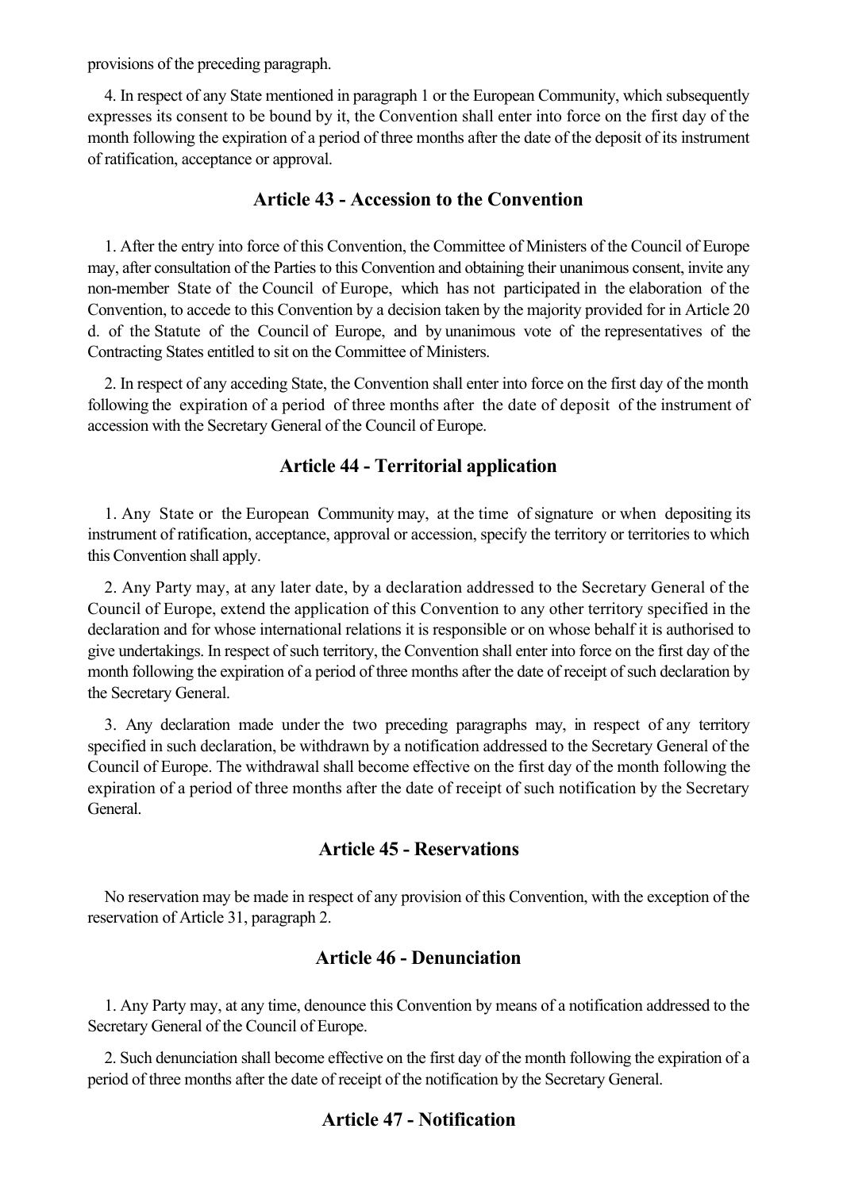provisions of the preceding paragraph.

4. In respect of any State mentioned in paragraph 1 or the European Community, which subsequently expresses its consent to be bound by it, the Convention shall enter into force on the first day of the month following the expiration of a period of three months after the date of the deposit of its instrument of ratification, acceptance or approval.

## Article 43 - Accession to the Convention

1. After the entry into force of this Convention, the Committee of Ministers of the Council of Europe may, after consultation of the Parties to this Convention and obtaining their unanimous consent, invite any non-member State of the Council of Europe, which has not participated in the elaboration of the Convention, to accede to this Convention by a decision taken by the majority provided for in Article 20 d. of the Statute of the Council of Europe, and by unanimous vote of the representatives of the Contracting States entitled to sit on the Committee of Ministers.

2. In respect of any acceding State, the Convention shall enter into force on the first day of the month following the expiration of a period of three months after the date of deposit of the instrument of accession with the Secretary General of the Council of Europe.

## Article 44 - Territorial application

1. Any State or the European Community may, at the time of signature or when depositing its instrument of ratification, acceptance, approval or accession, specify the territory or territories to which this Convention shall apply.

2. Any Party may, at any later date, by a declaration addressed to the Secretary General of the Council of Europe, extend the application of this Convention to any other territory specified in the declaration and for whose international relations it is responsible or on whose behalf it is authorised to give undertakings. In respect of such territory, the Convention shall enter into force on the first day of the month following the expiration of a period of three months after the date of receipt of such declaration by the Secretary General.

3. Any declaration made under the two preceding paragraphs may, in respect of any territory specified in such declaration, be withdrawn by a notification addressed to the Secretary General of the Council of Europe. The withdrawal shall become effective on the first day of the month following the expiration of a period of three months after the date of receipt of such notification by the Secretary General.

## Article 45 - Reservations

No reservation may be made in respect of any provision of this Convention, with the exception of the reservation of Article 31, paragraph 2.

## Article 46 - Denunciation

1. Any Party may, at any time, denounce this Convention by means of a notification addressed to the Secretary General of the Council of Europe.

2. Such denunciation shall become effective on the first day of the month following the expiration of a period of three months after the date of receipt of the notification by the Secretary General.

## Article 47 - Notification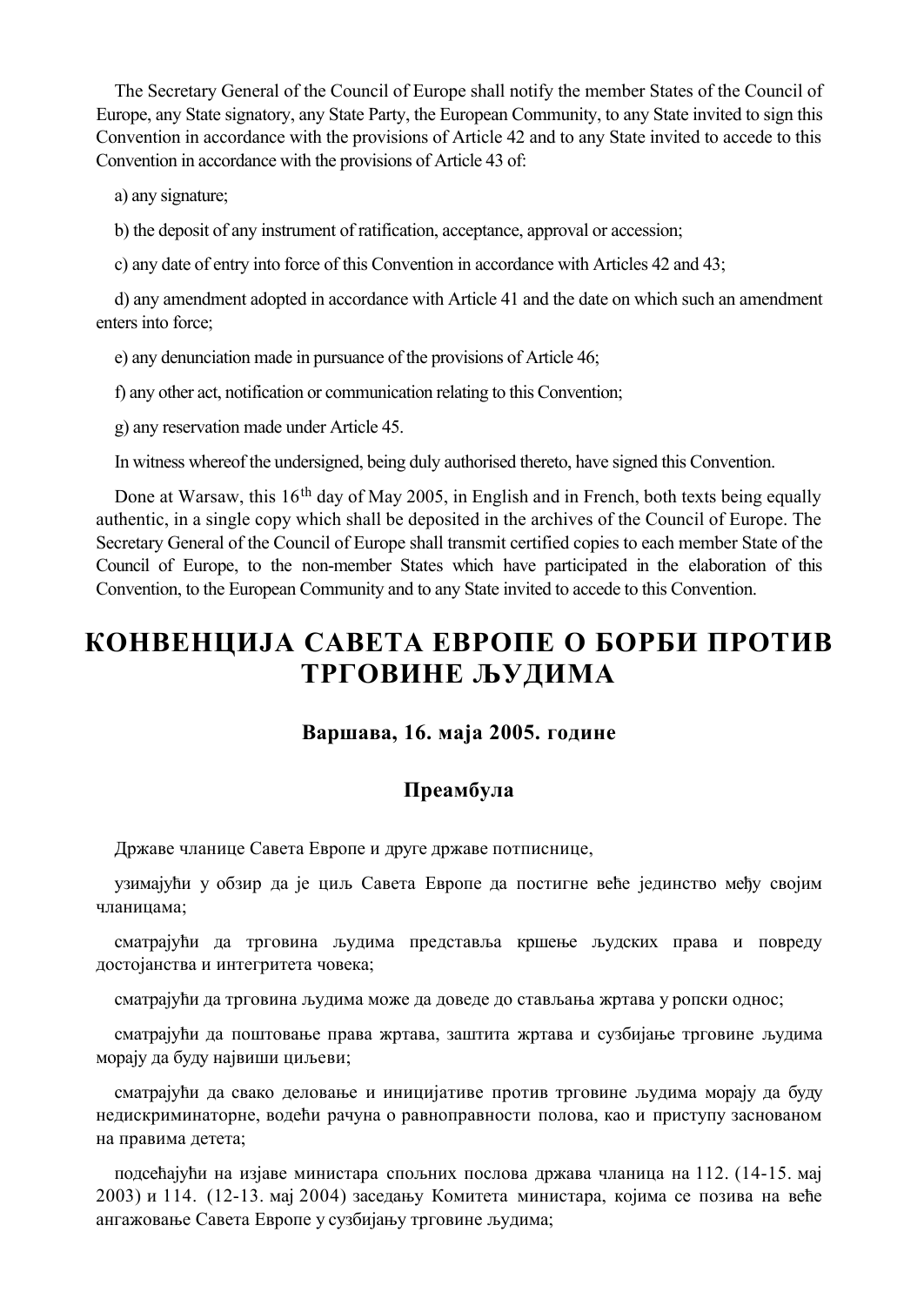The Secretary General of the Council of Europe shall notify the member States of the Council of Europe, any State signatory, any State Party, the European Community, to any State invited to sign this Convention in accordance with the provisions of Article 42 and to any State invited to accede to this Convention in accordance with the provisions of Article 43 of:

a) any signature;

b) the deposit of any instrument of ratification, acceptance, approval or accession;

c) any date of entry into force of this Convention in accordance with Articles 42 and 43;

d) any amendment adopted in accordance with Article 41 and the date on which such an amendment enters into force;

e) any denunciation made in pursuance of the provisions of Article 46;

f) any other act, notification or communication relating to this Convention;

g) any reservation made under Article 45.

In witness whereof the undersigned, being duly authorised thereto, have signed this Convention.

Done at Warsaw, this 16th day of May 2005, in English and in French, both texts being equally authentic, in a single copy which shall be deposited in the archives of the Council of Europe. The Secretary General of the Council of Europe shall transmit certified copies to each member State of the Council of Europe, to the non-member States which have participated in the elaboration of this Convention, to the European Community and to any State invited to accede to this Convention.

# КОНВЕНЦИЈА САВЕТА ЕВРОПЕ О БОРБИ ПРОТИВ ТРГОВИНЕ ЉУДИМА

### Варшава, 16. маја 2005. године

### Преамбула

Државе чланице Савета Европе и друге државе потписнице,

узимајући у обзир да је циљ Савета Европе да постигне веће јединство међу својим чланицама;

сматрајући да трговина људима представља кршење људских права и повреду достојанства и интегритета човека;

сматрајући да трговина људима може да доведе до стављања жртава у ропски однос;

сматрајући да поштовање права жртава, заштита жртава и сузбијање трговине људима морају да буду највиши циљеви;

сматрајући да свако деловање и иницијативе против трговине људима морају да буду недискриминаторне, водећи рачуна о равноправности полова, као и приступу заснованом на правима детета;

подсећајући на изјаве министара спољних послова држава чланица на 112. (14-15. мај 2003) и 114. (12-13. мај 2004) заседању Комитета министара, којима се позива на веће ангажовање Савета Европе у сузбијању трговине људима;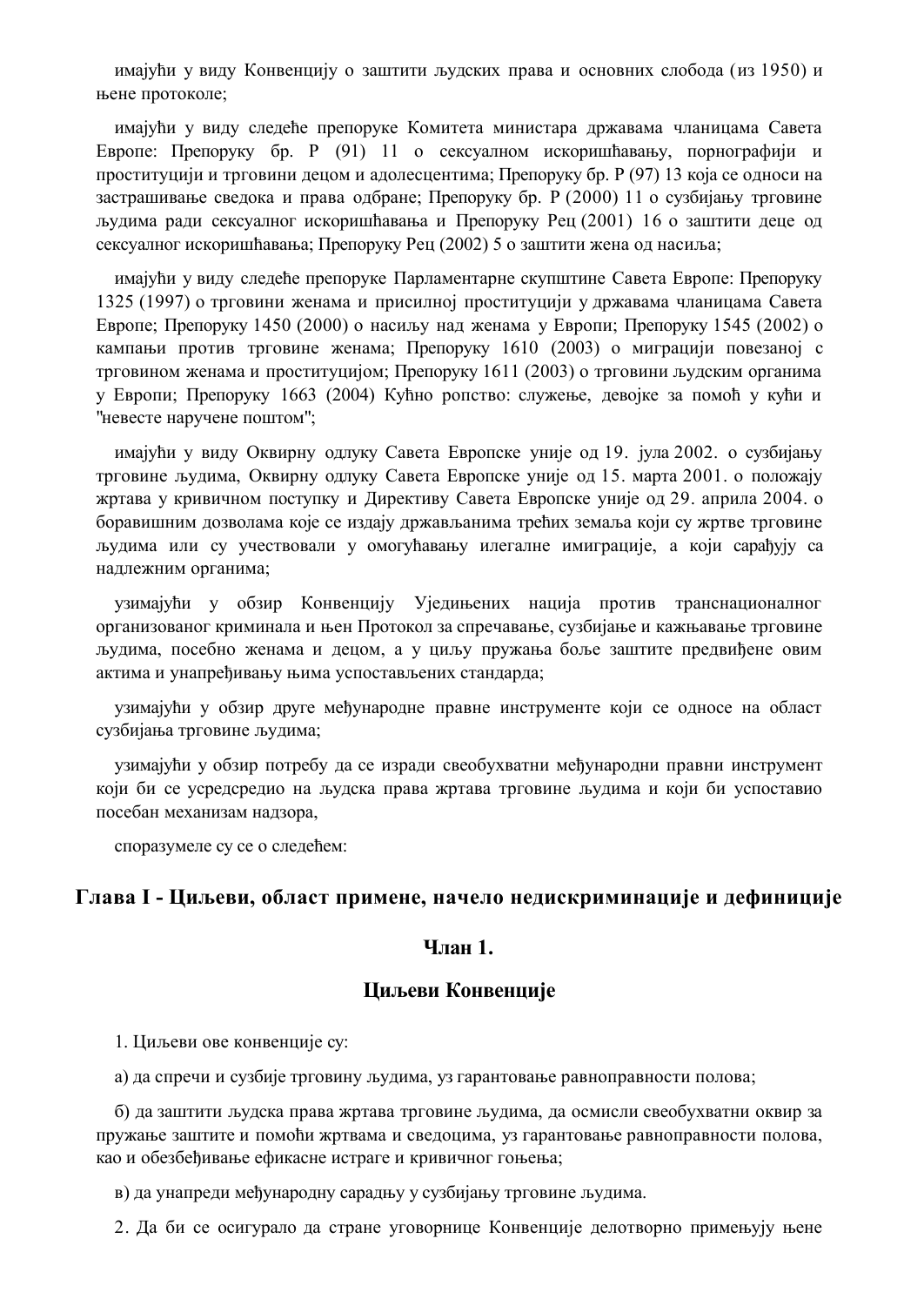имајући у виду Конвенцију о заштити људских права и основних слобода (из 1950) и њене протоколе;

имајући у виду следеће препоруке Комитета министара државама чланицама Савета Европе: Препоруку бр. Р (91) 11 о сексуалном искоришћавању, порнографији и проституцији и трговини децом и адолесцентима; Препоруку бр. Р (97) 13 која се односи на застрашивање сведока и права одбране; Препоруку бр. Р (2000) 11 о сузбијању трговине људима ради сексуалног искоришћавања и Препоруку Рец (2001) 16 о заштити деце од сексуалног искоришћавања; Препоруку Рец (2002) 5 о заштити жена од насиља;

имајући у виду следеће препоруке Парламентарне скупштине Савета Европе: Препоруку 1325 (1997) о трговини женама и присилној проституцији у државама чланицама Савета Европе; Препоруку 1450 (2000) о насиљу над женама у Европи; Препоруку 1545 (2002) о кампањи против трговине женама; Препоруку 1610 (2003) о миграцији повезаној с трговином женама и проституцијом; Препоруку 1611 (2003) о трговини људским органима у Европи; Препоруку 1663 (2004) Кућно ропство: служење, девојке за помоћ у кући и "невесте наручене поштом";

имајући у виду Оквирну одлуку Савета Европске уније од 19. јула 2002. о сузбијању трговине људима, Оквирну одлуку Савета Европске уније од 15. марта 2001. о положају жртава у кривичном поступку и Директиву Савета Европске уније од 29. априла 2004. о боравишним дозволама које се издају држављанима трећих земаља који су жртве трговине људима или су учествовали у омогућавању илегалне имиграције, а који сарађују са надлежним органима;

узимајући у обзир Конвенцију Уједињених нација против транснационалног организованог криминала и њен Протокол за спречавање, сузбијање и кажњавање трговине људима, посебно женама и децом, а у циљу пружања боље заштите предвиђене овим актима и унапређивању њима успостављених стандарда;

узимајући у обзир друге међународне правне инструменте који се односе на област сузбијања трговине људима;

узимајући у обзир потребу да се изради свеобухватни међународни правни инструмент који би се усредсредио на људска права жртава трговине људима и који би успоставио посебан механизам надзора,

споразумеле су се о следећем:

## Глава I - Циљеви, област примене, начело недискриминације и дефиниције

### Члан 1.

### Циљеви Конвенције

1. Циљеви ове конвенције су:

а) да спречи и сузбије трговину људима, уз гарантовање равноправности полова;

б) да заштити људска права жртава трговине људима, да осмисли свеобухватни оквир за пружање заштите и помоћи жртвама и сведоцима, уз гарантовање равноправности полова, као и обезбеђивање ефикасне истраге и кривичног гоњења;

в) да унапреди међународну сарадњу у сузбијању трговине људима.

2. Да би се осигурало да стране уговорнице Конвенције делотворно примењују њене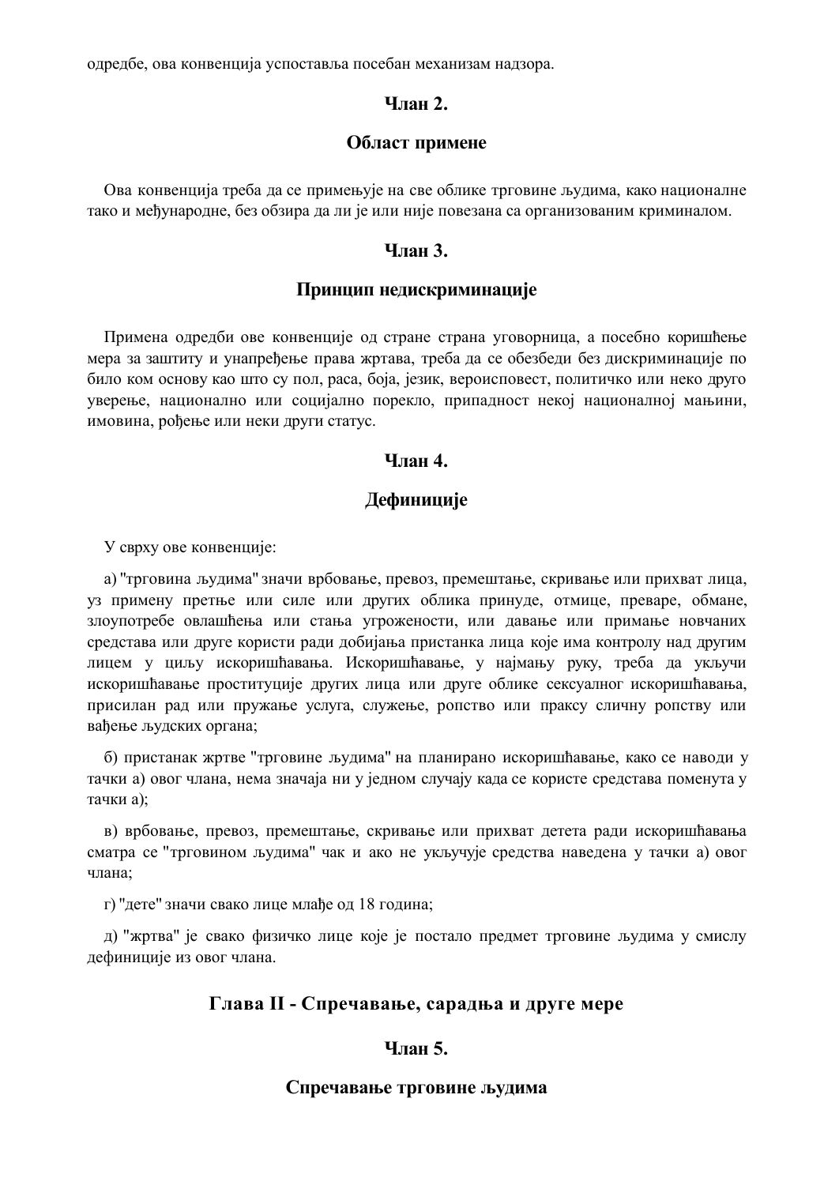одредбе, ова конвенција успоставља посебан механизам надзора.

### Члан 2.

### Област примене

Ова конвенција треба да се примењује на све облике трговине људима, како националне тако и међународне, без обзира да ли је или није повезана са организованим криминалом.

### Члан 3.

### Принцип недискриминације

Примена одредби ове конвенције од стране страна уговорница, а посебно коришћење мера за заштиту и унапређење права жртава, треба да се обезбеди без дискриминације по било ком основу као што су пол, раса, боја, језик, вероисповест, политичко или неко друго уверење, национално или социјално порекло, припадност некој националној мањини, имовина, рођење или неки други статус.

### Члан 4.

### Дефиниције

У сврху ове конвенције:

а) "трговина људима" значи врбовање, превоз, премештање, скривање или прихват лица, уз примену претње или силе или других облика принуде, отмице, преваре, обмане, злоупотребе овлашћења или стања угрожености, или давање или примање новчаних средстава или друге користи ради добијања пристанка лица које има контролу над другим лицем у циљу искоришћавања. Искоришћавање, у најмању руку, треба да укључи искоришћавање проституције других лица или друге облике сексуалног искоришћавања, присилан рад или пружање услуга, служење, ропство или праксу сличну ропству или вађење људских органа;

б) пристанак жртве "трговине људима" на планирано искоришћавање, како се наводи у тачки а) овог члана, нема значаја ни у једном случају када се користе средстава поменута у тачки а);

в) врбовање, превоз, премештање, скривање или прихват детета ради искоришћавања сматра се "трговином људима" чак и ако не укључује средства наведена у тачки а) овог члана;

г) "дете" значи свако лице млађе од 18 година;

д) "жртва" је свако физичко лице које је постало предмет трговине људима у смислу дефиниције из овог члана.

## Глава II - Спречавање, сарадња и друге мере

### Члан 5.

### Спречавање трговине људима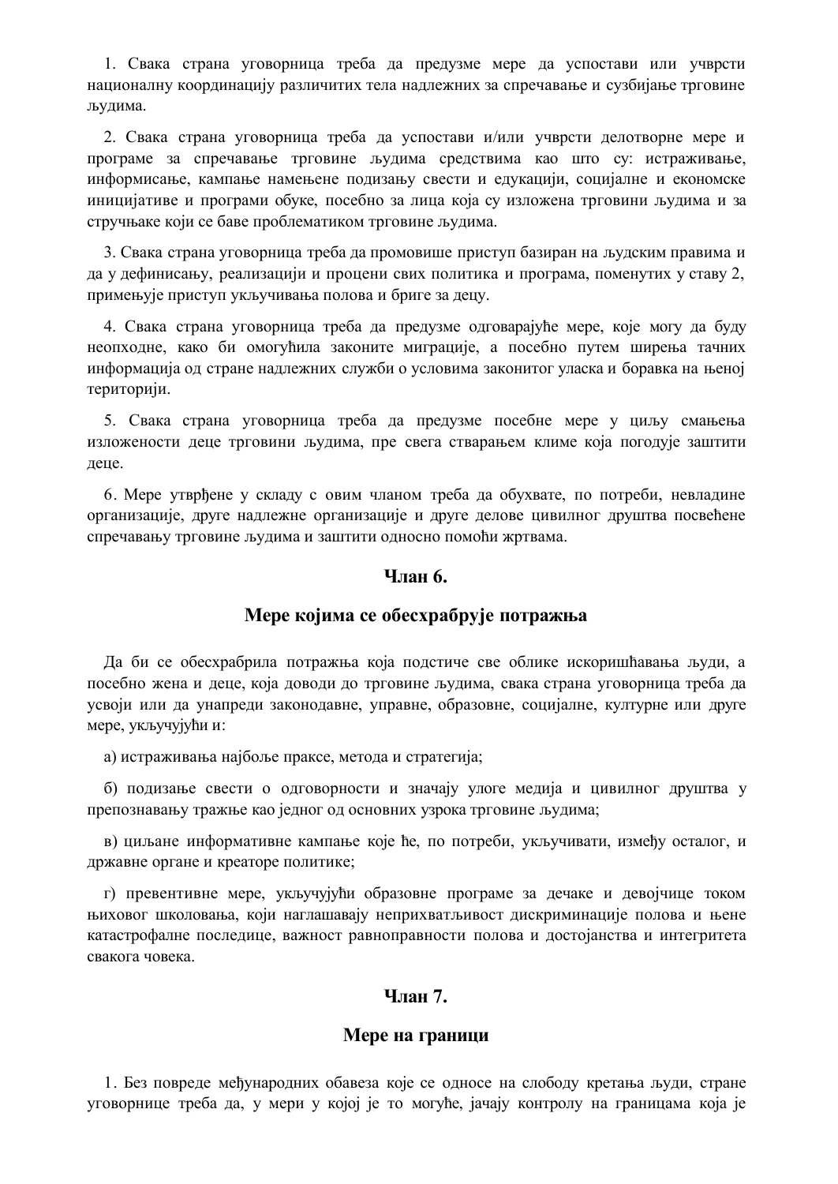1. Свака страна уговорница треба да предузме мере да успостави или учврсти националну координацију различитих тела надлежних за спречавање и сузбијање трговине људима.

2. Свака страна уговорница треба да успостави и/или учврсти делотворне мере и програме за спречавање трговине људима средствима као што су: истраживање, информисање, кампање намењене подизању свести и едукацији, социјалне и економске иницијативе и програми обуке, посебно за лица која су изложена трговини људима и за стручњаке који се баве проблематиком трговине људима.

3. Свака страна уговорница треба да промовише приступ базиран на људским правима и да у дефинисању, реализацији и процени свих политика и програма, поменутих у ставу 2, примењује приступ укључивања полова и бриге за децу.

4. Свака страна уговорница треба да предузме одговарајуће мере, које могу да буду неопходне, како би омогућила законите миграције, а посебно путем ширења тачних информација од стране надлежних служби о условима законитог уласка и боравка на њеној територији.

5. Свака страна уговорница треба да предузме посебне мере у циљу смањења изложености деце трговини људима, пре свега стварањем климе која погодује заштити деце.

6. Мере утврђене у складу с овим чланом треба да обухвате, по потреби, невладине организације, друге надлежне организације и друге делове цивилног друштва посвећене спречавању трговине људима и заштити односно помоћи жртвама.

## Члан 6.

## Мере којима се обесхрабрује потражња

Да би се обесхрабрила потражња која подстиче све облике искоришћавања људи, а посебно жена и деце, која доводи до трговине људима, свака страна уговорница треба да усвоји или да унапреди законодавне, управне, образовне, социјалне, културне или друге мере, укључујући и:

а) истраживања најбоље праксе, метода и стратегија;

б) подизање свести о одговорности и значају улоге медија и цивилног друштва у препознавању тражње као једног од основних узрока трговине људима;

в) циљане информативне кампање које ће, по потреби, укључивати, између осталог, и државне органе и креаторе политике;

г) превентивне мере, укључујући образовне програме за дечаке и девојчице током њиховог школовања, који наглашавају неприхватљивост дискриминације полова и њене катастрофалне последице, важност равноправности полова и достојанства и интегритета свакога човека.

## Члан 7.

## Мере на граници

1. Без повреде међународних обавеза које се односе на слободу кретања људи, стране уговорнице треба да, у мери у којој је то могуће, јачају контролу на границама која је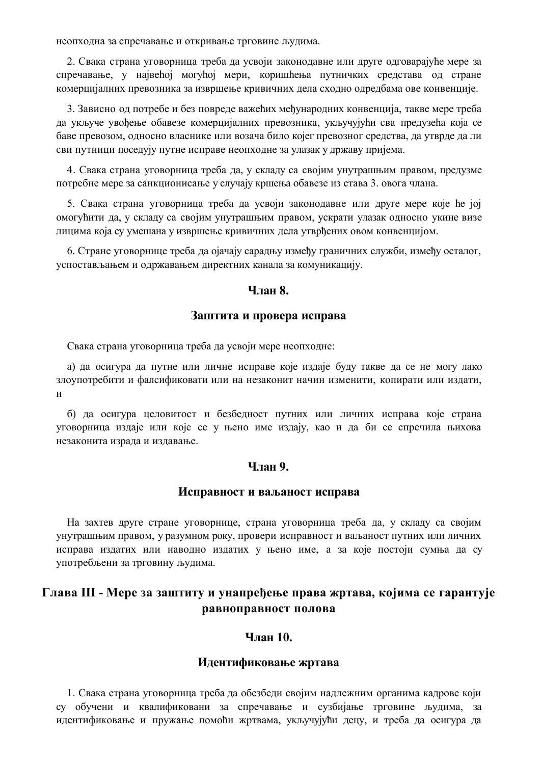неопходна за спречавање и откривање трговине људима.

2. Свака страна уговорница треба да усвоји законодавне или друге одговарајуће мере за спречавање, у највећој могућој мери, коришћења путничких средстава од стране комерцијалних превозника за извршење кривичних дела сходно одредбама ове конвенције.

3. Зависно од потребе и без повреде важећих међународних конвенција, такве мере треба да укључе увођење обавезе комерцијалних превозника, укључујући сва предузећа која се баве превозом, односно власнике или возача било којег превозног средства, да утврде да ли сви путници поседују путне исправе неопходне за улазак у државу пријема.

4. Свака страна уговорница треба да, у складу са својим унутрашњим правом, предузме потребне мере за санкционисање у случају кршења обавезе из става 3. овога члана.

5. Свака страна уговорница треба да усвоји законодавне или друге мере које ће јој омогућити да, у складу са својим унутрашњим правом, ускрати улазак односно укине визе лицима која су умешана у извршење кривичних дела утврђених овом конвенцијом.

6. Стране уговорнице треба да ојачају сарадњу између граничних служби, између осталог, успостављањем и одржавањем директних канала за комуникацију.

### Члан 8.

### Заштита и провера исправа

Свака страна уговорница треба да усвоји мере неопходне:

а) да осигура да путне или личне исправе које издаје буду такве да се не могу лако злоупотребити и фалсификовати или на незаконит начин изменити, копирати или издати, и

б) да осигура целовитост и безбедност путних или личних исправа које страна уговорница издаје или које се у њено име издају, као и да би се спречила њихова незаконита израда и издавање.

### Члан 9.

### Исправност и ваљаност исправа

На захтев друге стране уговорнице, страна уговорница треба да, у складу са својим унутрашњим правом, у разумном року, провери исправност и ваљаност путних или личних исправа издатих или наводно издатих у њено име, а за које постоји сумња да су употребљени за трговину људима.

## Глава III - Мере за заштиту и унапређење права жртава, којима се гарантује равноправност полова

### Члан 10.

### Идентификовање жртава

1. Свака страна уговорница треба да обезбеди својим надлежним органима кадрове који су обучени и квалификовани за спречавање и сузбијање трговине људима, за идентификовање и пружање помоћи жртвама, укључујући децу, и треба да осигура да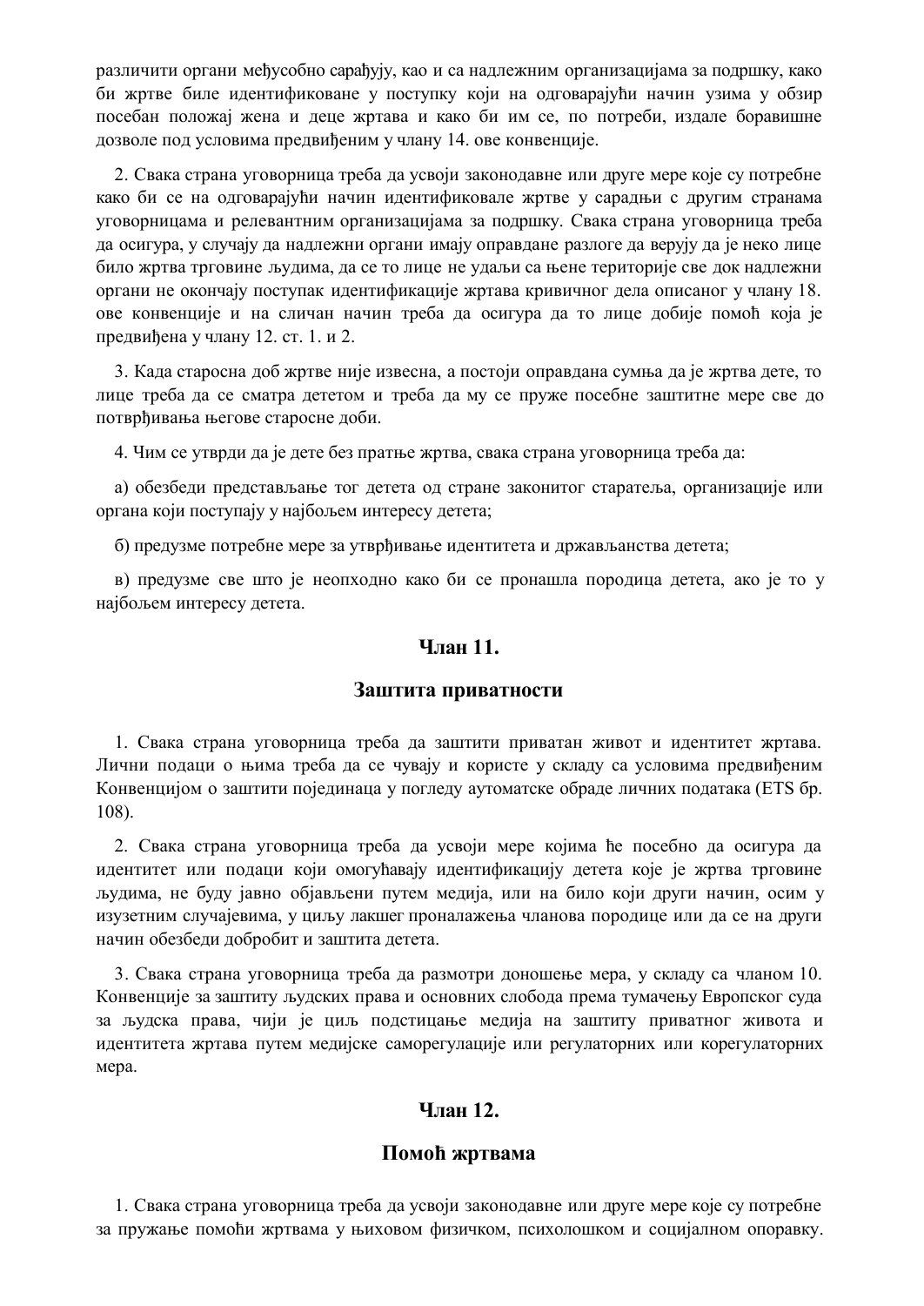различити органи међусобно сарађују, као и са надлежним организацијама за подршку, како би жртве биле идентификоване у поступку који на одговарајући начин узима у обзир посебан положај жена и деце жртава и како би им се, по потреби, издале боравишне дозволе под условима предвиђеним у члану 14. ове конвенције.

2. Свака страна уговорница треба да усвоји законодавне или друге мере које су потребне како би се на одговарајући начин идентификовале жртве у сарадњи с другим странама уговорницама и релевантним организацијама за подршку. Свака страна уговорница треба да осигура, у случају да надлежни органи имају оправдане разлоге да верују да је неко лице било жртва трговине људима, да се то лице не удаљи са њене територије све док надлежни органи не окончају поступак идентификације жртава кривичног дела описаног у члану 18. ове конвенције и на сличан начин треба да осигура да то лице добије помоћ која је предвиђена у члану 12. ст. 1. и 2.

3. Када старосна доб жртве није извесна, а постоји оправдана сумња да је жртва дете, то лице треба да се сматра дететом и треба да му се пруже посебне заштитне мере све до потврђивања његове старосне доби.

4. Чим се утврди да је дете без пратње жртва, свака страна уговорница треба да:

а) обезбеди представљање тог детета од стране законитог старатеља, организације или органа који поступају у најбољем интересу детета;

б) предузме потребне мере за утврђивање идентитета и држављанства детета;

в) предузме све што је неопходно како би се пронашла породица детета, ако је то у најбољем интересу детета.

## Члан 11.

## Заштита приватности

1. Свака страна уговорница треба да заштити приватан живот и идентитет жртава. Лични подаци о њима треба да се чувају и користе у складу са условима предвиђеним Конвенцијом о заштити појединаца у погледу аутоматске обраде личних података (ETS бр. 108).

2. Свака страна уговорница треба да усвоји мере којима ће посебно да осигура да идентитет или подаци који омогућавају идентификацију детета које је жртва трговине људима, не буду јавно објављени путем медија, или на било који други начин, осим у изузетним случајевима, у циљу лакшег проналажења чланова породице или да се на други начин обезбеди добробит и заштита детета.

3. Свака страна уговорница треба да размотри доношење мера, у складу са чланом 10. Конвенције за заштиту људских права и основних слобода према тумачењу Европског суда за људска права, чији је циљ подстицање медија на заштиту приватног живота и идентитета жртава путем медијске саморегулације или регулаторних или корегулаторних мера.

## Члан 12.

## Помоћ жртвама

1. Свака страна уговорница треба да усвоји законодавне или друге мере које су потребне за пружање помоћи жртвама у њиховом физичком, психолошком и социјалном опоравку.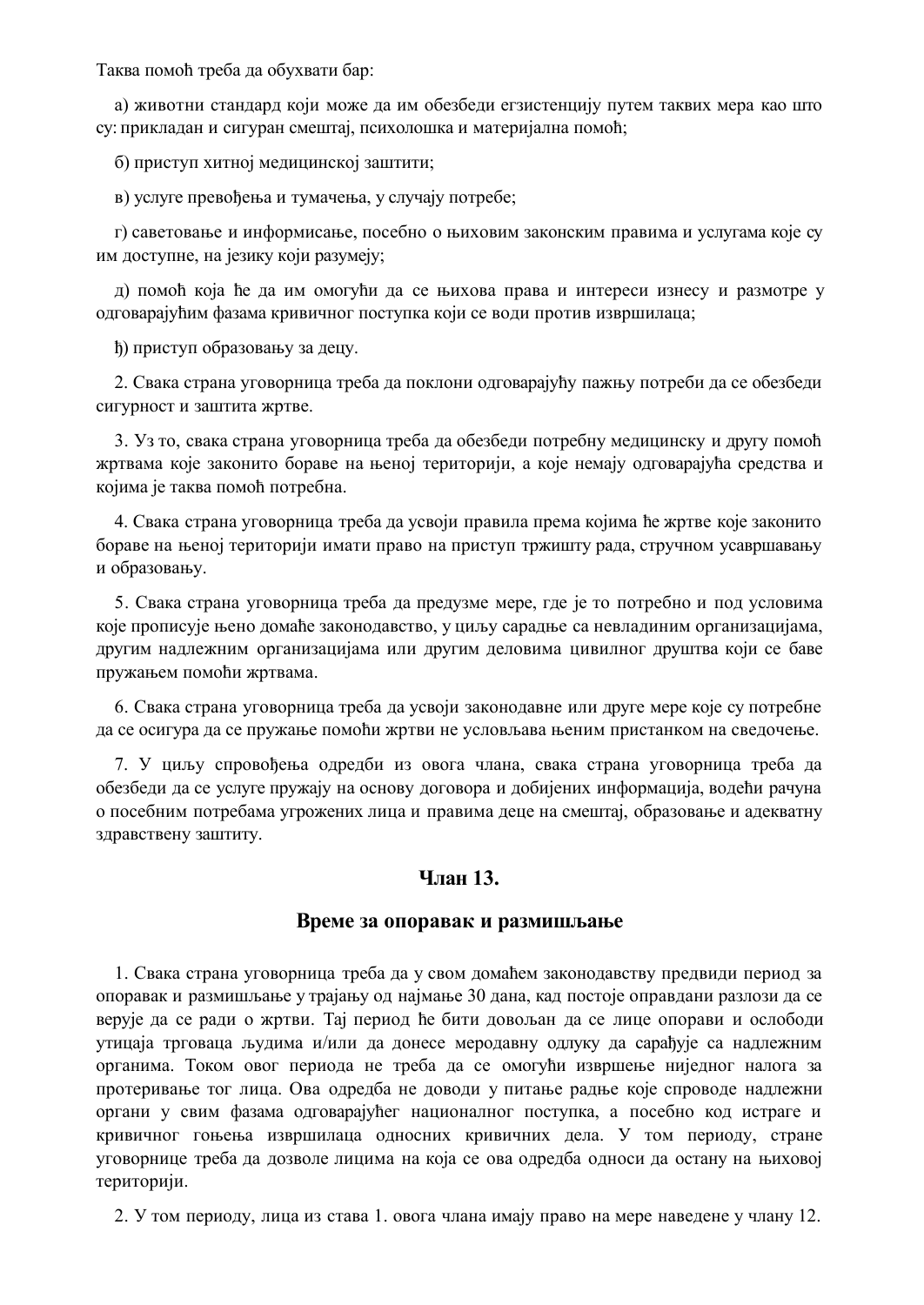Таква помоћ треба да обухвати бар:

а) животни стандард који може да им обезбеди егзистенцију путем таквих мера као што су: прикладан и сигуран смештај, психолошка и материјална помоћ;

б) приступ хитној медицинској заштити;

в) услуге превођења и тумачења, у случају потребе;

г) саветовање и информисање, посебно о њиховим законским правима и услугама које су им доступне, на језику који разумеју;

д) помоћ која ће да им омогући да се њихова права и интереси изнесу и размотре у одговарајућим фазама кривичног поступка који се води против извршилаца;

ђ) приступ образовању за децу.

2. Свака страна уговорница треба да поклони одговарајућу пажњу потреби да се обезбеди сигурност и заштита жртве.

3. Уз то, свака страна уговорница треба да обезбеди потребну медицинску и другу помоћ жртвама које законито бораве на њеној територији, а које немају одговарајућа средства и којима је таква помоћ потребна.

4. Свака страна уговорница треба да усвоји правила према којима ће жртве које законито бораве на њеној територији имати право на приступ тржишту рада, стручном усавршавању и образовању.

5. Свака страна уговорница треба да предузме мере, где је то потребно и под условима које прописује њено домаће законодавство, у циљу сарадње са невладиним организацијама, другим надлежним организацијама или другим деловима цивилног друштва који се баве пружањем помоћи жртвама.

6. Свака страна уговорница треба да усвоји законодавне или друге мере које су потребне да се осигура да се пружање помоћи жртви не условљава њеним пристанком на сведочење.

7. У циљу спровођења одредби из овога члана, свака страна уговорница треба да обезбеди да се услуге пружају на основу договора и добијених информација, водећи рачуна о посебним потребама угрожених лица и правима деце на смештај, образовање и адекватну здравствену заштиту.

## Члан 13.

## Време за опоравак и размишљање

1. Свака страна уговорница треба да у свом домаћем законодавству предвиди период за опоравак и размишљање у трајању од најмање 30 дана, кад постоје оправдани разлози да се верује да се ради о жртви. Тај период ће бити довољан да се лице опорави и ослободи утицаја трговаца људима и/или да донесе меродавну одлуку да сарађује са надлежним органима. Током овог периода не треба да се омогући извршење ниједног налога за протеривање тог лица. Ова одредба не доводи у питање радње које спроводе надлежни органи у свим фазама одговарајућег националног поступка, а посебно код истраге и кривичног гоњења извршилаца односних кривичних дела. У том периоду, стране уговорнице треба да дозволе лицима на која се ова одредба односи да остану на њиховој територији.

2. У том периоду, лица из става 1. овога члана имају право на мере наведене у члану 12.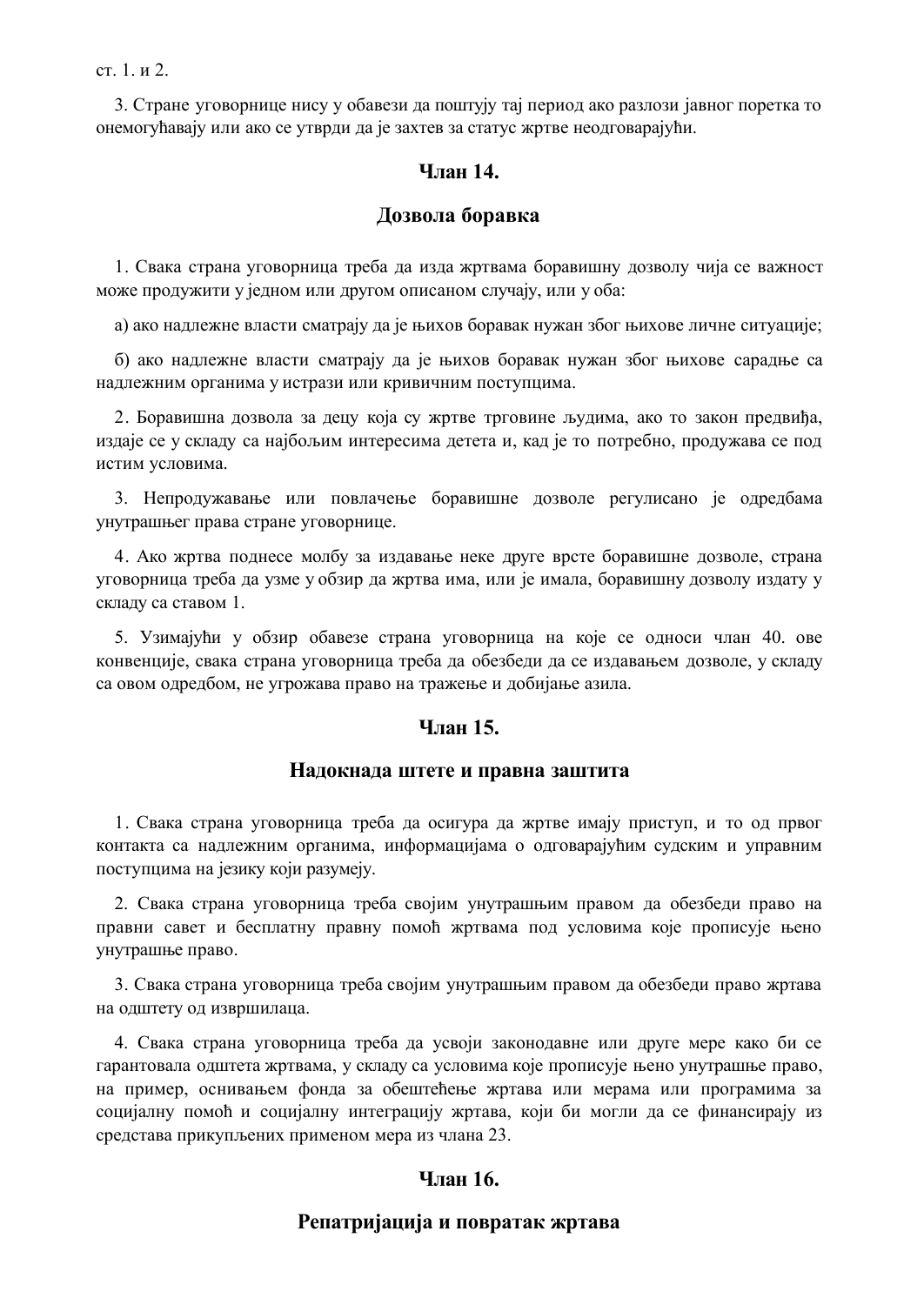ст. 1. и 2.

3. Стране уговорнице нису у обавези да поштују тај период ако разлози јавног поретка то онемогућавају или ако се утврди да је захтев за статус жртве неодговарајући.

## Члан 14.

## Дозвола боравка

1. Свака страна уговорница треба да изда жртвама боравишну дозволу чија се важност може продужити у једном или другом описаном случају, или у оба:

а) ако надлежне власти сматрају да је њихов боравак нужан због њихове личне ситуације;

б) ако надлежне власти сматрају да је њихов боравак нужан због њихове сарадње са надлежним органима у истрази или кривичним поступцима.

2. Боравишна дозвола за децу која су жртве трговине људима, ако то закон предвиђа, издаје се у складу са најбољим интересима детета и, кад је то потребно, продужава се под истим условима.

3. Непродужавање или повлачење боравишне дозволе регулисано је одредбама унутрашњег права стране уговорнице.

4. Ако жртва поднесе молбу за издавање неке друге врсте боравишне дозволе, страна уговорница треба да узме у обзир да жртва има, или је имала, боравишну дозволу издату у складу са ставом 1.

5. Узимајући у обзир обавезе страна уговорница на које се односи члан 40. ове конвенције, свака страна уговорница треба да обезбеди да се издавањем дозволе, у складу са овом одредбом, не угрожава право на тражење и добијање азила.

## Члан 15.

## Надокнада штете и правна заштита

1. Свака страна уговорница треба да осигура да жртве имају приступ, и то од првог контакта са надлежним органима, информацијама о одговарајућим судским и управним поступцима на језику који разумеју.

2. Свака страна уговорница треба својим унутрашњим правом да обезбеди право на правни савет и бесплатну правну помоћ жртвама под условима које прописује њено унутрашње право.

3. Свака страна уговорница треба својим унутрашњим правом да обезбеди право жртава на одштету од извршилаца.

4. Свака страна уговорница треба да усвоји законодавне или друге мере како би се гарантовала одштета жртвама, у складу са условима које прописује њено унутрашње право, на пример, оснивањем фонда за обештећење жртава или мерама или програмима за социјалну помоћ и социјалну интеграцију жртава, који би могли да се финансирају из средстава прикупљених применом мера из члана 23.

## Члан 16.

## Репатријација и повратак жртава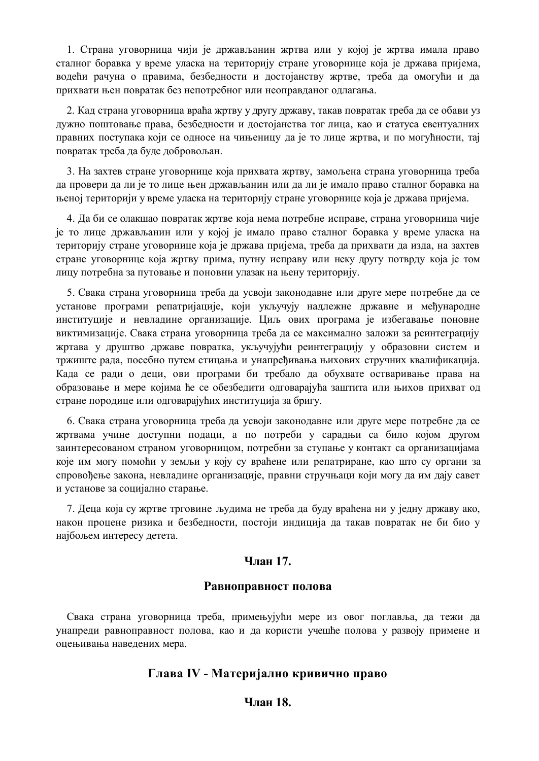1. Страна уговорница чији је држављанин жртва или у којој је жртва имала право сталног боравка у време уласка на територију стране уговорнице која је држава пријема, водећи рачуна о правима, безбедности и достојанству жртве, треба да омогући и да прихвати њен повратак без непотребног или неоправданог одлагања.

2. Кад страна уговорница враћа жртву у другу државу, такав повратак треба да се обави уз дужно поштовање права, безбедности и достојанства тог лица, као и статуса евентуалних правних поступака који се односе на чињеницу да је то лице жртва, и по могућности, тај повратак треба да буде добровољан.

3. На захтев стране уговорнице која прихвата жртву, замољена страна уговорница треба да провери да ли је то лице њен држављанин или да ли је имало право сталног боравка на њеној територији у време уласка на територију стране уговорнице која је држава пријема.

4. Да би се олакшао повратак жртве која нема потребне исправе, страна уговорница чије је то лице држављанин или у којој је имало право сталног боравка у време уласка на територију стране уговорнице која је држава пријема, треба да прихвати да изда, на захтев стране уговорнице која жртву прима, путну исправу или неку другу потврду која је том лицу потребна за путовање и поновни улазак на њену територију.

5. Свака страна уговорница треба да усвоји законодавне или друге мере потребне да се установе програми репатријације, који укључују надлежне државне и међународне институције и невладине организације. Циљ ових програма је избегавање поновне виктимизације. Свака страна уговорница треба да се максимално заложи за реинтеграцију жртава у друштво државе повратка, укључујући реинтеграцију у образовни систем и тржиште рада, посебно путем стицања и унапређивања њихових стручних квалификација. Када се ради о деци, ови програми би требало да обухвате остваривање права на образовање и мере којима ће се обезбедити одговарајућа заштита или њихов прихват од стране породице или одговарајућих институција за бригу.

6. Свака страна уговорница треба да усвоји законодавне или друге мере потребне да се жртвама учине доступни подаци, а по потреби у сарадњи са било којом другом заинтересованом страном уговорницом, потребни за ступање у контакт са организацијама које им могу помоћи у земљи у коју су враћене или репатриране, као што су органи за спровођење закона, невладине организације, правни стручњаци који могу да им дају савет и установе за социјално старање.

7. Деца која су жртве трговине људима не треба да буду враћена ни у једну државу ако, након процене ризика и безбедности, постоји индиција да такав повратак не би био у најбољем интересу детета.

### Члан 17.

### Равноправност полова

Свака страна уговорница треба, примењујући мере из овог поглавља, да тежи да унапреди равноправност полова, као и да користи учешће полова у развоју примене и оцењивања наведених мера.

## Глава IV - Материјално кривично право

### Члан 18.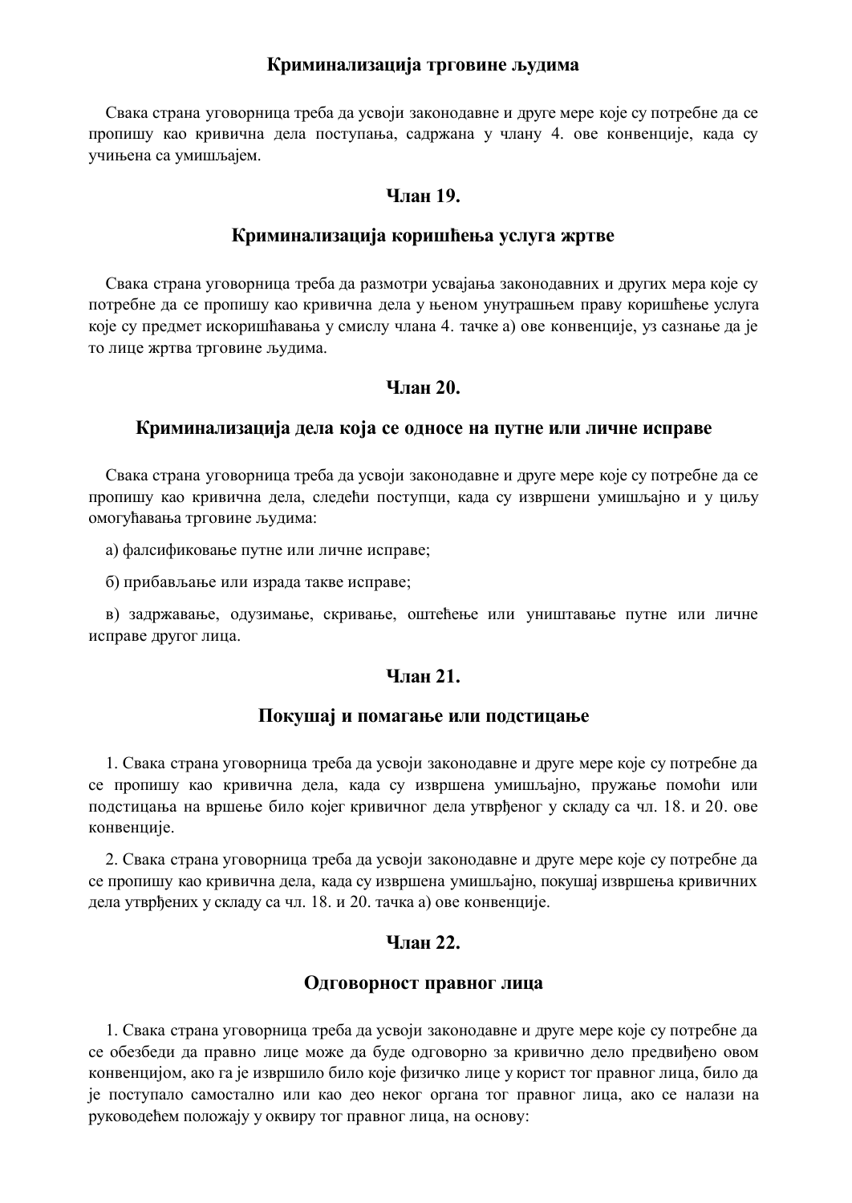### Криминализација трговине људима

Свака страна уговорница треба да усвоји законодавне и друге мере које су потребне да се пропишу као кривична дела поступања, садржана у члану 4. ове конвенције, када су учињена са умишљајем.

### Члан 19.

### Криминализација коришћења услуга жртве

Свака страна уговорница треба да размотри усвајања законодавних и других мера које су потребне да се пропишу као кривична дела у њеном унутрашњем праву коришћење услуга које су предмет искоришћавања у смислу члана 4. тачке а) ове конвенције, уз сазнање да је то лице жртва трговине људима.

### Члан 20.

### Криминализација дела која се односе на путне или личне исправе

Свака страна уговорница треба да усвоји законодавне и друге мере које су потребне да се пропишу као кривична дела, следећи поступци, када су извршени умишљајно и у циљу омогућавања трговине људима:

а) фалсификовање путне или личне исправе;

б) прибављање или израда такве исправе;

в) задржавање, одузимање, скривање, оштећење или уништавање путне или личне исправе другог лица.

### Члан 21.

### Покушај и помагање или подстицање

1. Свака страна уговорница треба да усвоји законодавне и друге мере које су потребне да се пропишу као кривична дела, када су извршена умишљајно, пружање помоћи или подстицања на вршење било којег кривичног дела утврђеног у складу са чл. 18. и 20. ове конвенције.

2. Свака страна уговорница треба да усвоји законодавне и друге мере које су потребне да се пропишу као кривична дела, када су извршена умишљајно, покушај извршења кривичних дела утврђених у складу са чл. 18. и 20. тачка а) ове конвенције.

### Члан 22.

### Одговорност правног лица

1. Свака страна уговорница треба да усвоји законодавне и друге мере које су потребне да се обезбеди да правно лице може да буде одговорно за кривично дело предвиђено овом конвенцијом, ако га је извршило било које физичко лице у корист тог правног лица, било да је поступало самостално или као део неког органа тог правног лица, ако се налази на руководећем положају у оквиру тог правног лица, на основу: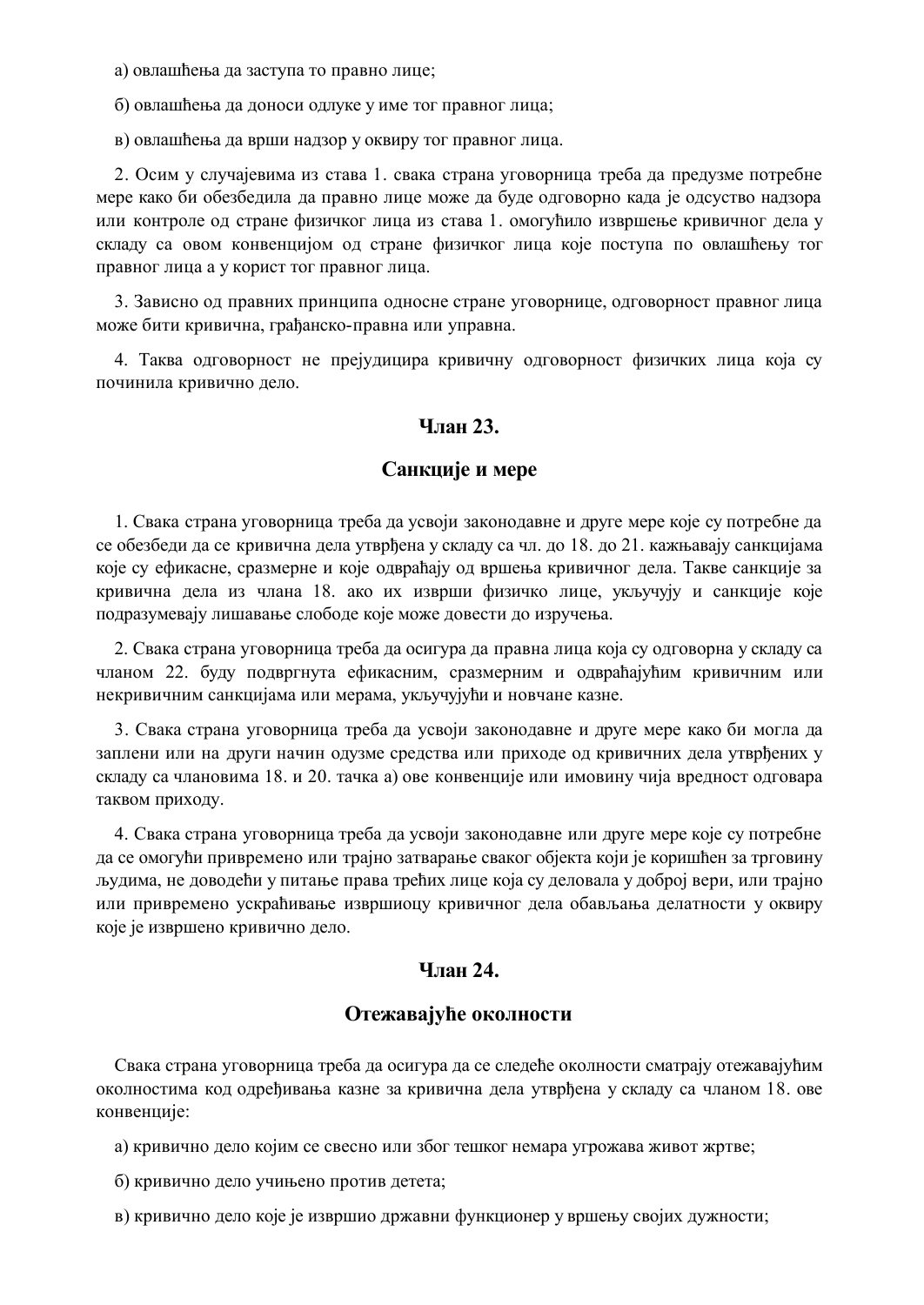а) овлашћења да заступа то правно лице;

б) овлашћења да доноси одлуке у име тог правног лица;

в) овлашћења да врши надзор у оквиру тог правног лица.

2. Осим у случајевима из става 1. свака страна уговорница треба да предузме потребне мере како би обезбедила да правно лице може да буде одговорно када је одсуство надзора или контроле од стране физичког лица из става 1. омогућило извршење кривичног дела у складу са овом конвенцијом од стране физичког лица које поступа по овлашћењу тог правног лица а у корист тог правног лица.

3. Зависно од правних принципа односне стране уговорнице, одговорност правног лица може бити кривична, грађанско-правна или управна.

4. Таква одговорност не прејудицира кривичну одговорност физичких лица која су починила кривично дело.

## Члан 23.

## Санкције и мере

1. Свака страна уговорница треба да усвоји законодавне и друге мере које су потребне да се обезбеди да се кривична дела утврђена у складу са чл. до 18. до 21. кажњавају санкцијама које су ефикасне, сразмерне и које одвраћају од вршења кривичног дела. Такве санкције за кривична дела из члана 18. ако их изврши физичко лице, укључују и санкције које подразумевају лишавање слободе које може довести до изручења.

2. Свака страна уговорница треба да осигура да правна лица која су одговорна у складу са чланом 22. буду подвргнута ефикасним, сразмерним и одвраћајућим кривичним или некривичним санкцијама или мерама, укључујући и новчане казне.

3. Свака страна уговорница треба да усвоји законодавне и друге мере како би могла да заплени или на други начин одузме средства или приходе од кривичних дела утврђених у складу са члановима 18. и 20. тачка а) ове конвенције или имовину чија вредност одговара таквом приходу.

4. Свака страна уговорница треба да усвоји законодавне или друге мере које су потребне да се омогући привремено или трајно затварање сваког објекта који је коришћен за трговину људима, не доводећи у питање права трећих лице која су деловала у доброј вери, или трајно или привремено ускраћивање извршиоцу кривичног дела обављања делатности у оквиру које је извршено кривично дело.

## Члан 24.

## Отежавајуће околности

Свака страна уговорница треба да осигура да се следеће околности сматрају отежавајућим околностима код одређивања казне за кривична дела утврђена у складу са чланом 18. ове конвенције:

а) кривично дело којим се свесно или због тешког немара угрожава живот жртве;

б) кривично дело учињено против детета;

в) кривично дело које је извршио државни функционер у вршењу својих дужности;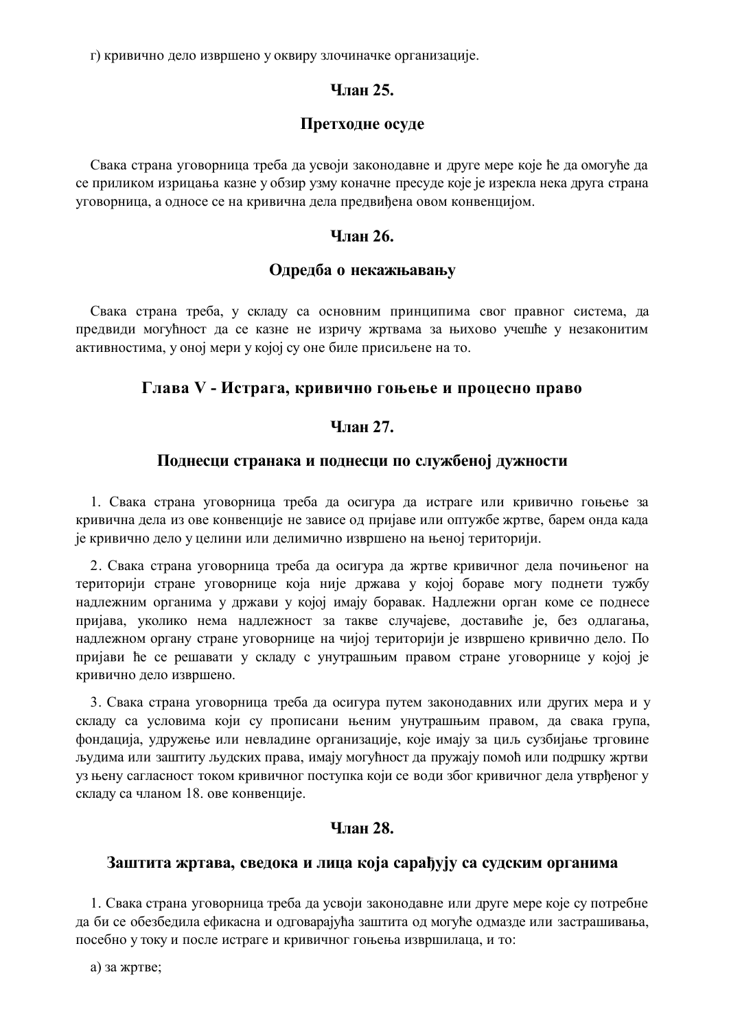г) кривично дело извршено у оквиру злочиначке организације.

### Члан 25.

### Претходне осуде

Свака страна уговорница треба да усвоји законодавне и друге мере које ће да омогуће да се приликом изрицања казне у обзир узму коначне пресуде које је изрекла нека друга страна уговорница, а односе се на кривична дела предвиђена овом конвенцијом.

### Члан 26.

### Одредба о некажњавању

Свака страна треба, у складу са основним принципима свог правног система, да предвиди могућност да се казне не изричу жртвама за њихово учешће у незаконитим активностима, у оној мери у којој су оне биле присиљене на то.

## Глава V - Истрага, кривично гоњење и процесно право

### Члан 27.

### Поднесци странака и поднесци по службеној дужности

1. Свака страна уговорница треба да осигура да истраге или кривично гоњење за кривична дела из ове конвенције не зависе од пријаве или оптужбе жртве, барем онда када је кривично дело у целини или делимично извршено на њеној територији.

2. Свака страна уговорница треба да осигура да жртве кривичног дела почињеног на територији стране уговорнице која није држава у којој бораве могу поднети тужбу надлежним органима у држави у којој имају боравак. Надлежни орган коме се поднесе пријава, уколико нема надлежност за такве случајеве, доставиће је, без одлагања, надлежном органу стране уговорнице на чијој територији је извршено кривично дело. По пријави ће се решавати у складу с унутрашњим правом стране уговорнице у којој је кривично дело извршено.

3. Свака страна уговорница треба да осигура путем законодавних или других мера и у складу са условима који су прописани њеним унутрашњим правом, да свака група, фондација, удружење или невладине организације, које имају за циљ сузбијање трговине људима или заштиту људских права, имају могућност да пружају помоћ или подршку жртви уз њену сагласност током кривичног поступка који се води због кривичног дела утврђеног у складу са чланом 18. ове конвенције.

### Члан 28.

### Заштита жртава, сведока и лица која сарађују са судским органима

1. Свака страна уговорница треба да усвоји законодавне или друге мере које су потребне да би се обезбедила ефикасна и одговарајућа заштита од могуће одмазде или застрашивања, посебно у току и после истраге и кривичног гоњења извршилаца, и то:

а) за жртве;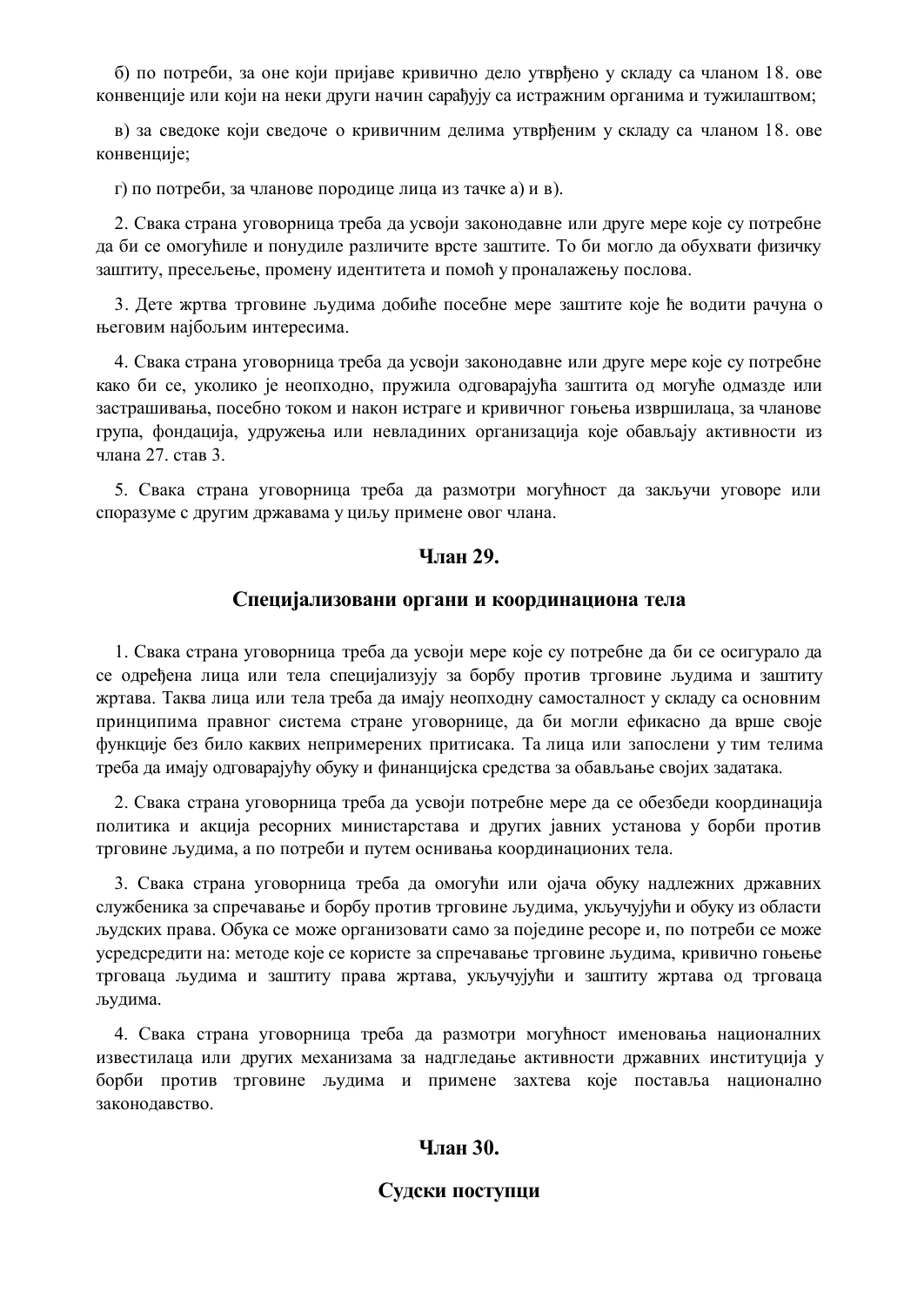б) по потреби, за оне који пријаве кривично дело утврђено у складу са чланом 18. ове конвенције или који на неки други начин сарађују са истражним органима и тужилаштвом;

в) за сведоке који сведоче о кривичним делима утврђеним у складу са чланом 18. ове конвенције;

г) по потреби, за чланове породице лица из тачке а) и в).

2. Свака страна уговорница треба да усвоји законодавне или друге мере које су потребне да би се омогућиле и понудиле различите врсте заштите. То би могло да обухвати физичку заштиту, пресељење, промену идентитета и помоћ у проналажењу послова.

3. Дете жртва трговине људима добиће посебне мере заштите које ће водити рачуна о његовим најбољим интересима.

4. Свака страна уговорница треба да усвоји законодавне или друге мере које су потребне како би се, уколико је неопходно, пружила одговарајућа заштита од могуће одмазде или застрашивања, посебно током и након истраге и кривичног гоњења извршилаца, за чланове група, фондација, удружења или невладиних организација које обављају активности из члана 27. став 3.

5. Свака страна уговорница треба да размотри могућност да закључи уговоре или споразуме с другим државама у циљу примене овог члана.

### Члан 29.

### Специјализовани органи и координациона тела

1. Свака страна уговорница треба да усвоји мере које су потребне да би се осигурало да се одређена лица или тела специјализују за борбу против трговине људима и заштиту жртава. Таква лица или тела треба да имају неопходну самосталност у складу са основним принципима правног система стране уговорнице, да би могли ефикасно да врше своје функције без било каквих непримерених притисака. Та лица или запослени у тим телима треба да имају одговарајућу обуку и финанцијска средства за обављање својих задатака.

2. Свака страна уговорница треба да усвоји потребне мере да се обезбеди координација политика и акција ресорних министарстава и других јавних установа у борби против трговине људима, а по потреби и путем оснивања координационих тела.

3. Свака страна уговорница треба да омогући или ојача обуку надлежних државних службеника за спречавање и борбу против трговине људима, укључујући и обуку из области људских права. Обука се може организовати само за поједине ресоре и, по потреби се може усредсредити на: методе које се користе за спречавање трговине људима, кривично гоњење трговаца људима и заштиту права жртава, укључујући и заштиту жртава од трговаца људима.

4. Свака страна уговорница треба да размотри могућност именовања националних известилаца или других механизама за надгледање активности државних институција у борби против трговине људима и примене захтева које поставља национално законодавство.

### Члан 30.

### Судски поступци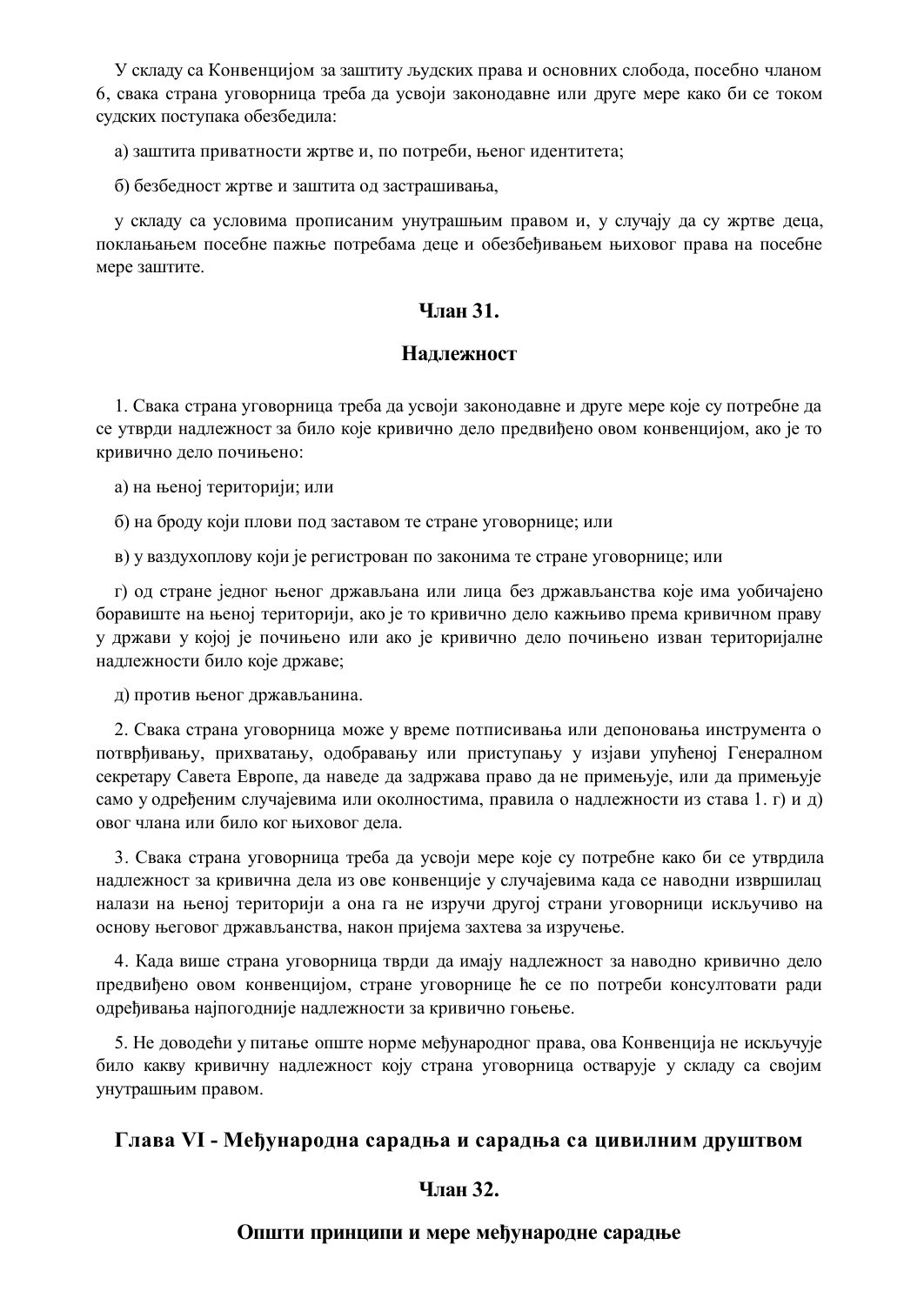У складу са Конвенцијом за заштиту људских права и основних слобода, посебно чланом 6, свака страна уговорница треба да усвоји законодавне или друге мере како би се током судских поступака обезбедила:

а) заштита приватности жртве и, по потреби, њеног идентитета;

б) безбедност жртве и заштита од застрашивања,

у складу са условима прописаним унутрашњим правом и, у случају да су жртве деца, поклањањем посебне пажње потребама деце и обезбеђивањем њиховог права на посебне мере заштите.

### Члан 31.

### Надлежност

1. Свака страна уговорница треба да усвоји законодавне и друге мере које су потребне да се утврди надлежност за било које кривично дело предвиђено овом конвенцијом, ако је то кривично дело почињено:

а) на њеној територији; или

б) на броду који плови под заставом те стране уговорнице; или

в) у ваздухоплову који је регистрован по законима те стране уговорнице; или

г) од стране једног њеног држављана или лица без држављанства које има уобичајено боравиште на њеној територији, ако је то кривично дело кажњиво према кривичном праву у држави у којој је почињено или ако је кривично дело почињено изван територијалне надлежности било које државе;

д) против њеног држављанина.

2. Свака страна уговорница може у време потписивања или депоновања инструмента о потврђивању, прихватању, одобравању или приступању у изјави упућеној Генералном секретару Савета Европе, да наведе да задржава право да не примењује, или да примењује само у одређеним случајевима или околностима, правила о надлежности из става 1. г) и д) овог члана или било ког њиховог дела.

3. Свака страна уговорница треба да усвоји мере које су потребне како би се утврдила надлежност за кривична дела из ове конвенције у случајевима када се наводни извршилац налази на њеној територији а она га не изручи другој страни уговорници искључиво на основу његовог држављанства, након пријема захтева за изручење.

4. Када више страна уговорница тврди да имају надлежност за наводно кривично дело предвиђено овом конвенцијом, стране уговорнице ће се по потреби консултовати ради одређивања најпогодније надлежности за кривично гоњење.

5. Не доводећи у питање опште норме међународног права, ова Конвенција не искључује било какву кривичну надлежност коју страна уговорница остварује у складу са својим унутрашњим правом.

## Глава VI - Међународна сарадња и сарадња са цивилним друштвом

### Члан 32.

### Општи принципи и мере међународне сарадње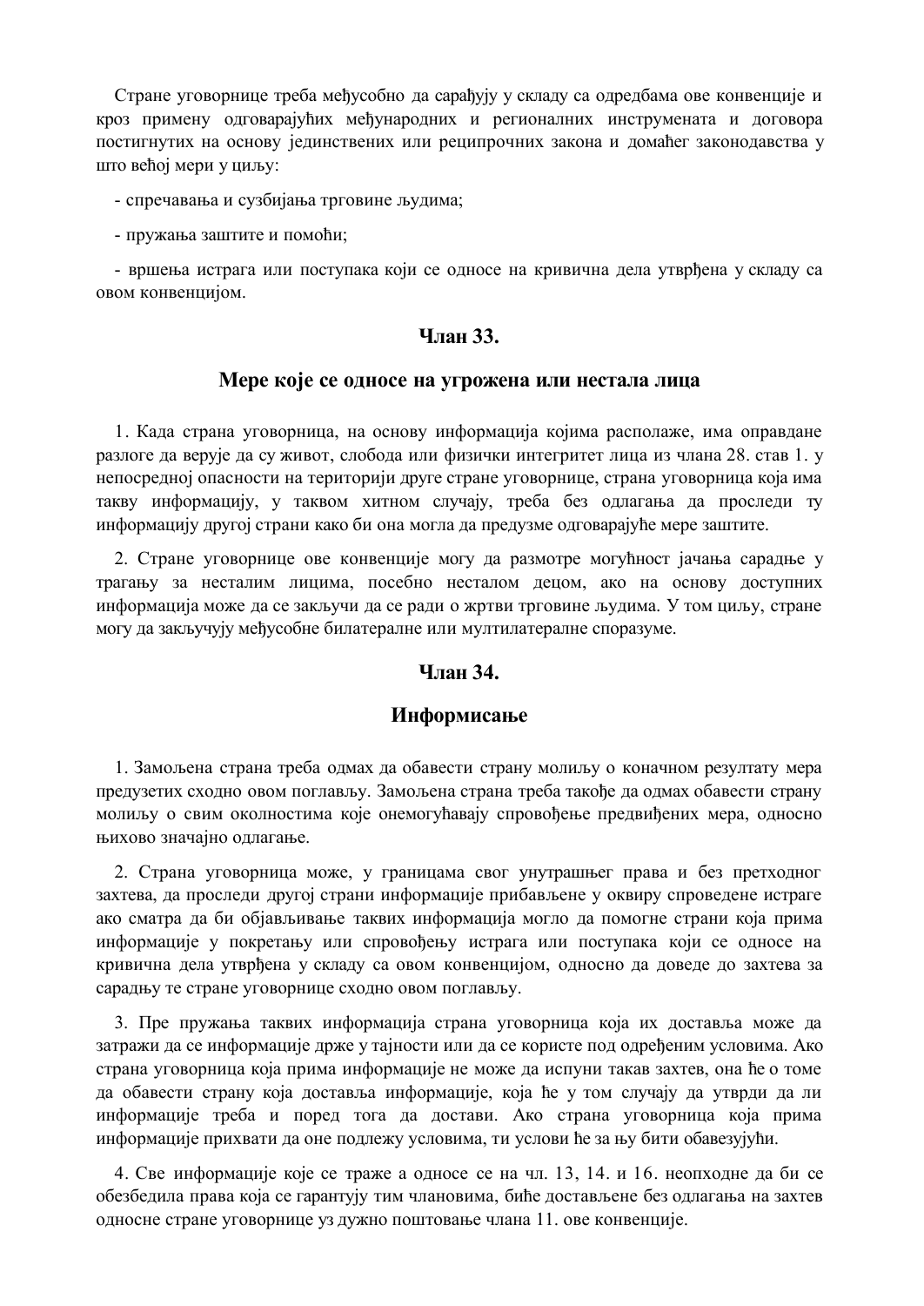Стране уговорнице треба међусобно да сарађују у складу са одредбама ове конвенције и кроз примену одговарајућих међународних и регионалних инструмената и договора постигнутих на основу јединствених или реципрочних закона и домаћег законодавства у што већој мери у циљу:

- спречавања и сузбијања трговине људима;

- пружања заштите и помоћи;

- вршења истрага или поступака који се односе на кривична дела утврђена у складу са овом конвенцијом.

### Члан 33.

### Мере које се односе на угрожена или нестала лица

1. Када страна уговорница, на основу информација којима располаже, има оправдане разлоге да верује да су живот, слобода или физички интегритет лица из члана 28. став 1. у непосредној опасности на територији друге стране уговорнице, страна уговорница која има такву информацију, у таквом хитном случају, треба без одлагања да проследи ту информацију другој страни како би она могла да предузме одговарајуће мере заштите.

2. Стране уговорнице ове конвенције могу да размотре могућност јачања сарадње у трагању за несталим лицима, посебно несталом децом, ако на основу доступних информација може да се закључи да се ради о жртви трговине људима. У том циљу, стране могу да закључују међусобне билатералне или мултилатералне споразуме.

### Члан 34.

### Информисање

1. Замољена страна треба одмах да обавести страну молиљу о коначном резултату мера предузетих сходно овом поглављу. Замољена страна треба такође да одмах обавести страну молиљу о свим околностима које онемогућавају спровођење предвиђених мера, односно њихово значајно одлагање.

2. Страна уговорница може, у границама свог унутрашњег права и без претходног захтева, да проследи другој страни информације прибављене у оквиру спроведене истраге ако сматра да би објављивање таквих информација могло да помогне страни која прима информације у покретању или спровођењу истрага или поступака који се односе на кривична дела утврђена у складу са овом конвенцијом, односно да доведе до захтева за сарадњу те стране уговорнице сходно овом поглављу.

3. Пре пружања таквих информација страна уговорница која их доставља може да затражи да се информације држе у тајности или да се користе под одређеним условима. Ако страна уговорница која прима информације не може да испуни такав захтев, она ће о томе да обавести страну која доставља информације, која ће у том случају да утврди да ли информације треба и поред тога да достави. Ако страна уговорница која прима информације прихвати да оне подлежу условима, ти услови ће за њу бити обавезујући.

4. Све информације које се траже а односе се на чл. 13, 14. и 16. неопходне да би се обезбедила права која се гарантују тим члановима, биће достављене без одлагања на захтев односне стране уговорнице уз дужно поштовање члана 11. ове конвенције.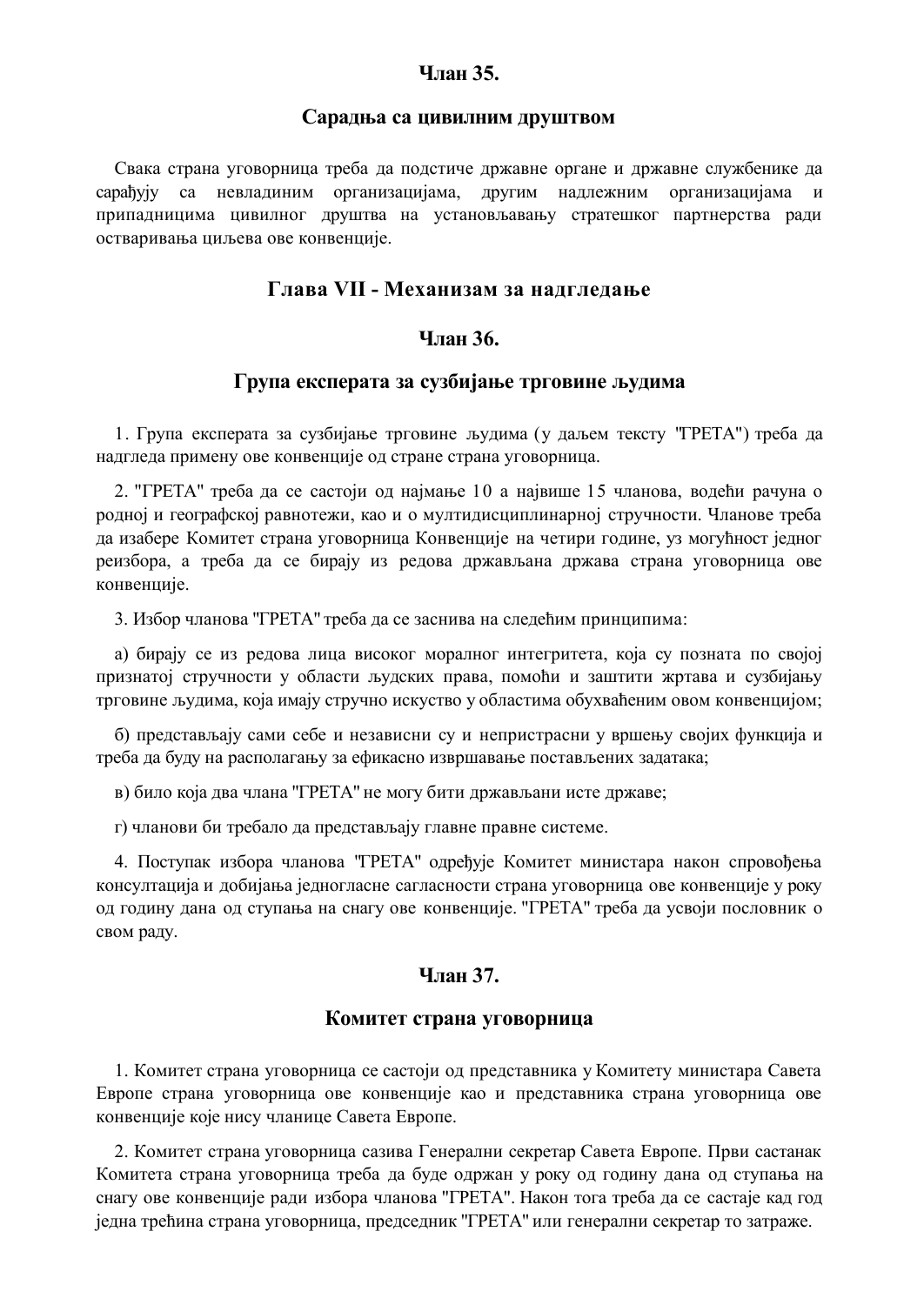## Члан 35.

### Сарадња са цивилним друштвом

Свака страна уговорница треба да подстиче државне органе и државне службенике да сарађују са невладиним организацијама, другим надлежним организацијама и припадницима цивилног друштва на установљавању стратешког партнерства ради остваривања циљева ове конвенције.

## Глава VII - Механизам за надгледање

## Члан 36.

### Група експерата за сузбијање трговине људима

1. Група експерата за сузбијање трговине људима (у даљем тексту "ГРЕТА") треба да надгледа примену ове конвенције од стране страна уговорница.

2. "ГРЕТА" треба да се састоји од најмање 10 а највише 15 чланова, водећи рачуна о родној и географској равнотежи, као и о мултидисциплинарној стручности. Чланове треба да изабере Комитет страна уговорница Конвенције на четири године, уз могућност једног реизбора, а треба да се бирају из редова држављана држава страна уговорница ове конвенције.

3. Избор чланова "ГРЕТА" треба да се заснива на следећим принципима:

а) бирају се из редова лица високог моралног интегритета, која су позната по својој признатој стручности у области људских права, помоћи и заштити жртава и сузбијању трговине људима, која имају стручно искуство у областима обухваћеним овом конвенцијом;

б) представљају сами себе и независни су и непристрасни у вршењу својих функција и треба да буду на располагању за ефикасно извршавање постављених задатака;

в) било која два члана "ГРЕТА" не могу бити држављани исте државе;

г) чланови би требало да представљају главне правне системе.

4. Поступак избора чланова "ГРЕТА" одређује Комитет министара након спровођења консултација и добијања једногласне сагласности страна уговорница ове конвенције у року од годину дана од ступања на снагу ове конвенције. "ГРЕТА" треба да усвоји пословник о свом раду.

## Члан 37.

### Комитет страна уговорница

1. Комитет страна уговорница се састоји од представника у Комитету министара Савета Европе страна уговорница ове конвенције као и представника страна уговорница ове конвенције које нису чланице Савета Европе.

2. Комитет страна уговорница сазива Генерални секретар Савета Европе. Први састанак Комитета страна уговорница треба да буде одржан у року од годину дана од ступања на снагу ове конвенције ради избора чланова "ГРЕТА". Након тога треба да се састаје кад год једна трећина страна уговорница, председник "ГРЕТА" или генерални секретар то затраже.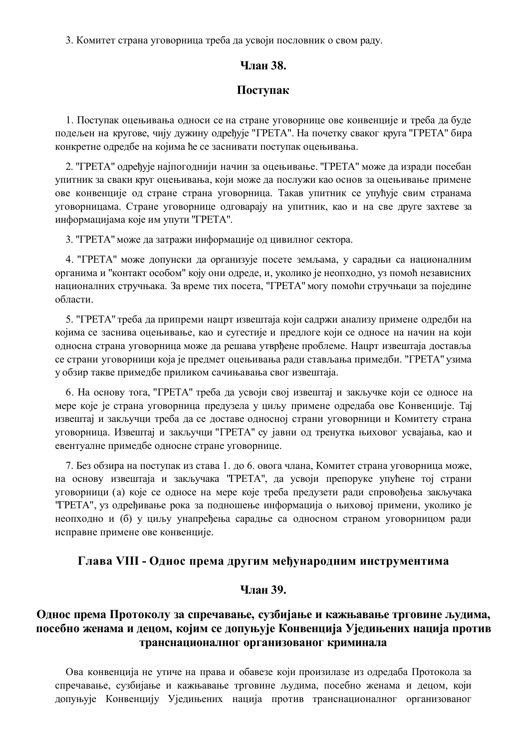3. Комитет страна уговорница треба да усвоји пословник о свом раду.

## Члан 38.

## Поступак

1. Поступак оцењивања односи се на стране уговорнице ове конвенције и треба да буде подељен на кругове, чију дужину одређује "ГРЕТА". На почетку сваког круга "ГРЕТА" бира конкретне одредбе на којима ће се заснивати поступак оцењивања.

2. "ГРЕТА" одређује најпогоднији начин за оцењивање. "ГРЕТА" може да изради посебан упитник за сваки круг оцењивања, који може да послужи као основ за оцењивање примене ове конвенције од стране страна уговорница. Такав упитник се упућује свим странама уговорницама. Стране уговорнице одговарају на упитник, као и на све друге захтеве за информацијама које им упути "ГРЕТА".

3. "ГРЕТА" може да затражи информације од цивилног сектора.

4. "ГРЕТА" може допунски да организује посете земљама, у сарадњи са националним органима и "контакт особом" коју они одреде, и, уколико је неопходно, уз помоћ независних националних стручњака. За време тих посета, "ГРЕТА" могу помоћи стручњаци за поједине области.

5. "ГРЕТА" треба да припреми нацрт извештаја који садржи анализу примене одредби на којима се заснива оцењивање, као и сугестије и предлоге који се односе на начин на који односна страна уговорница може да решава утврђене проблеме. Нацрт извештаја доставља се страни уговорници која је предмет оцењивања ради стављања примедби. "ГРЕТА" узима у обзир такве примедбе приликом сачињавања свог извештаја.

6. На основу тога, "ГРЕТА" треба да усвоји свој извештај и закључке који се односе на мере које је страна уговорница предузела у циљу примене одредаба ове Конвенције. Тај извештај и закључци треба да се доставе односној страни уговорници и Комитету страна уговорница. Извештај и закључци "ГРЕТА" су јавни од тренутка њиховог усвајања, као и евентуалне примедбе односне стране уговорнице.

7. Без обзира на поступак из става 1. до 6. овога члана, Комитет страна уговорница може, на основу извештаја и закључака "ГРЕТА", да усвоји препоруке упућене тој страни уговорници (а) које се односе на мере које треба предузети ради спровођења закључака "ГРЕТА", уз одређивање рока за подношење информација о њиховој примени, уколико је неопходно и (б) у циљу унапређења сарадње са односном страном уговорницом ради исправне примене ове конвенције.

## Глава VIII - Однос према другим међународним инструментима

## Члан 39.

## Однос према Протоколу за спречавање, сузбијање и кажњавање трговине људима, посебно женама и децом, којим се допуњује Конвенција Уједињених нација против транснационалног организованог криминала

Ова конвенција не утиче на права и обавезе који произилазе из одредаба Протокола за спречавање, сузбијање и кажњавање трговине људима, посебно женама и децом, који допуњује Конвенцију Уједињених нација против транснационалног организованог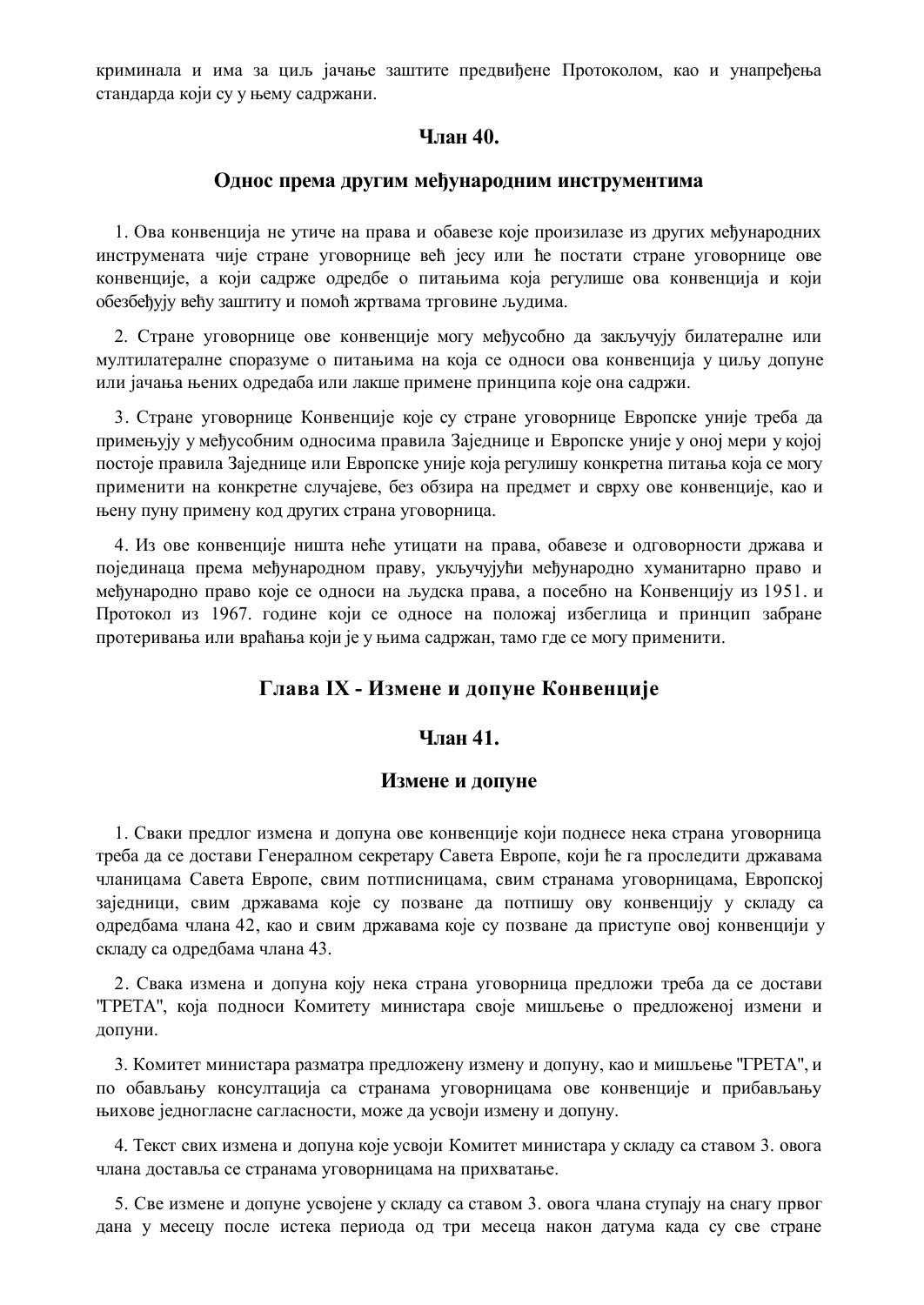криминала и има за циљ јачање заштите предвиђене Протоколом, као и унапређења стандарда који су у њему садржани.

### Члан 40.

### Однос према другим међународним инструментима

1. Ова конвенција не утиче на права и обавезе које произилазе из других међународних инструмената чије стране уговорнице већ јесу или ће постати стране уговорнице ове конвенције, а који садрже одредбе о питањима која регулише ова конвенција и који обезбеђују већу заштиту и помоћ жртвама трговине људима.

2. Стране уговорнице ове конвенције могу међусобно да закључују билатералне или мултилатералне споразуме о питањима на која се односи ова конвенција у циљу допуне или јачања њених одредаба или лакше примене принципа које она садржи.

3. Стране уговорнице Конвенције које су стране уговорнице Европске уније треба да примењују у међусобним односима правила Заједнице и Европске уније у оној мери у којој постоје правила Заједнице или Европске уније која регулишу конкретна питања која се могу применити на конкретне случајеве, без обзира на предмет и сврху ове конвенције, као и њену пуну примену код других страна уговорница.

4. Из ове конвенције ништа неће утицати на права, обавезе и одговорности држава и појединаца према међународном праву, укључујући међународно хуманитарно право и међународно право које се односи на људска права, а посебно на Конвенцију из 1951. и Протокол из 1967. године који се односе на положај избеглица и принцип забране протеривања или враћања који је у њима садржан, тамо где се могу применити.

## Глава IX - Измене и допуне Конвенције

### Члан 41.

### Измене и допуне

1. Сваки предлог измена и допуна ове конвенције који поднесе нека страна уговорница треба да се достави Генералном секретару Савета Европе, који ће га проследити државама чланицама Савета Европе, свим потписницама, свим странама уговорницама, Европској заједници, свим државама које су позване да потпишу ову конвенцију у складу са одредбама члана 42, као и свим државама које су позване да приступе овој конвенцији у складу са одредбама члана 43.

2. Свака измена и допуна коју нека страна уговорница предложи треба да се достави "ГРЕТА", која подноси Комитету министара своје мишљење о предложеној измени и допуни.

3. Комитет министара разматра предложену измену и допуну, као и мишљење "ГРЕТА", и по обављању консултација са странама уговорницама ове конвенције и прибављању њихове једногласне сагласности, може да усвоји измену и допуну.

4. Текст свих измена и допуна које усвоји Комитет министара у складу са ставом 3. овога члана доставља се странама уговорницама на прихватање.

5. Све измене и допуне усвојене у складу са ставом 3. овога члана ступају на снагу првог дана у месецу после истека периода од три месеца након датума када су све стране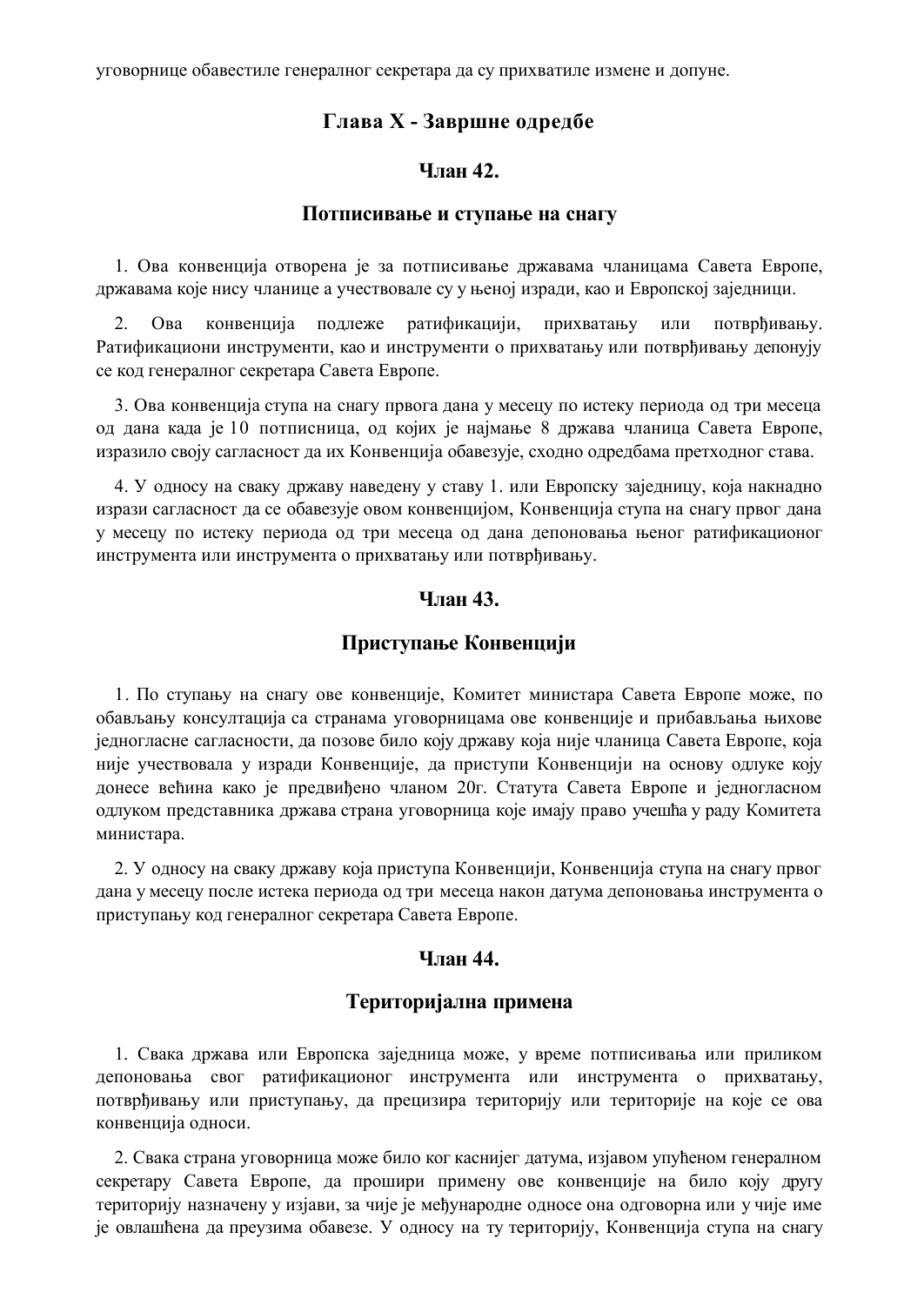уговорнице обавестиле генералног секретара да су прихватиле измене и допуне.

## Глава X - Завршне одредбе

### Члан 42.

### Потписивање и ступање на снагу

1. Ова конвенција отворена је за потписивање државама чланицама Савета Европе, државама које нису чланице а учествовале су у њеној изради, као и Европској заједници.

2. Ова конвенција подлеже ратификацији, прихватању или потврђивању. Ратификациони инструменти, као и инструменти о прихватању или потврђивању депонују се код генералног секретара Савета Европе.

3. Ова конвенција ступа на снагу првога дана у месецу по истеку периода од три месеца од дана када је 10 потписница, од којих је најмање 8 држава чланица Савета Европе, изразило своју сагласност да их Конвенција обавезује, сходно одредбама претходног става.

4. У односу на сваку државу наведену у ставу 1. или Европску заједницу, која накнадно изрази сагласност да се обавезује овом конвенцијом, Конвенција ступа на снагу првог дана у месецу по истеку периода од три месеца од дана депоновања њеног ратификационог инструмента или инструмента о прихватању или потврђивању.

### Члан 43.

### Приступање Конвенцији

1. По ступању на снагу ове конвенције, Комитет министара Савета Европе може, по обављању консултација са странама уговорницама ове конвенције и прибављања њихове једногласне сагласности, да позове било коју државу која није чланица Савета Европе, која није учествовала у изради Конвенције, да приступи Конвенцији на основу одлуке коју донесе већина како је предвиђено чланом 20г. Статута Савета Европе и једногласном одлуком представника држава страна уговорница које имају право учешћа у раду Комитета министара.

2. У односу на сваку државу која приступа Конвенцији, Конвенција ступа на снагу првог дана у месецу после истека периода од три месеца након датума депоновања инструмента о приступању код генералног секретара Савета Европе.

### Члан 44.

### Територијална примена

1. Свака држава или Европска заједница може, у време потписивања или приликом депоновања свог ратификационог инструмента или инструмента о прихватању, потврђивању или приступању, да прецизира територију или територије на које се ова конвенција односи.

2. Свака страна уговорница може било ког каснијег датума, изјавом упућеном генералном секретару Савета Европе, да прошири примену ове конвенције на било коју другу територију назначену у изјави, за чије је међународне односе она одговорна или у чије име је овлашћена да преузима обавезе. У односу на ту територију, Конвенција ступа на снагу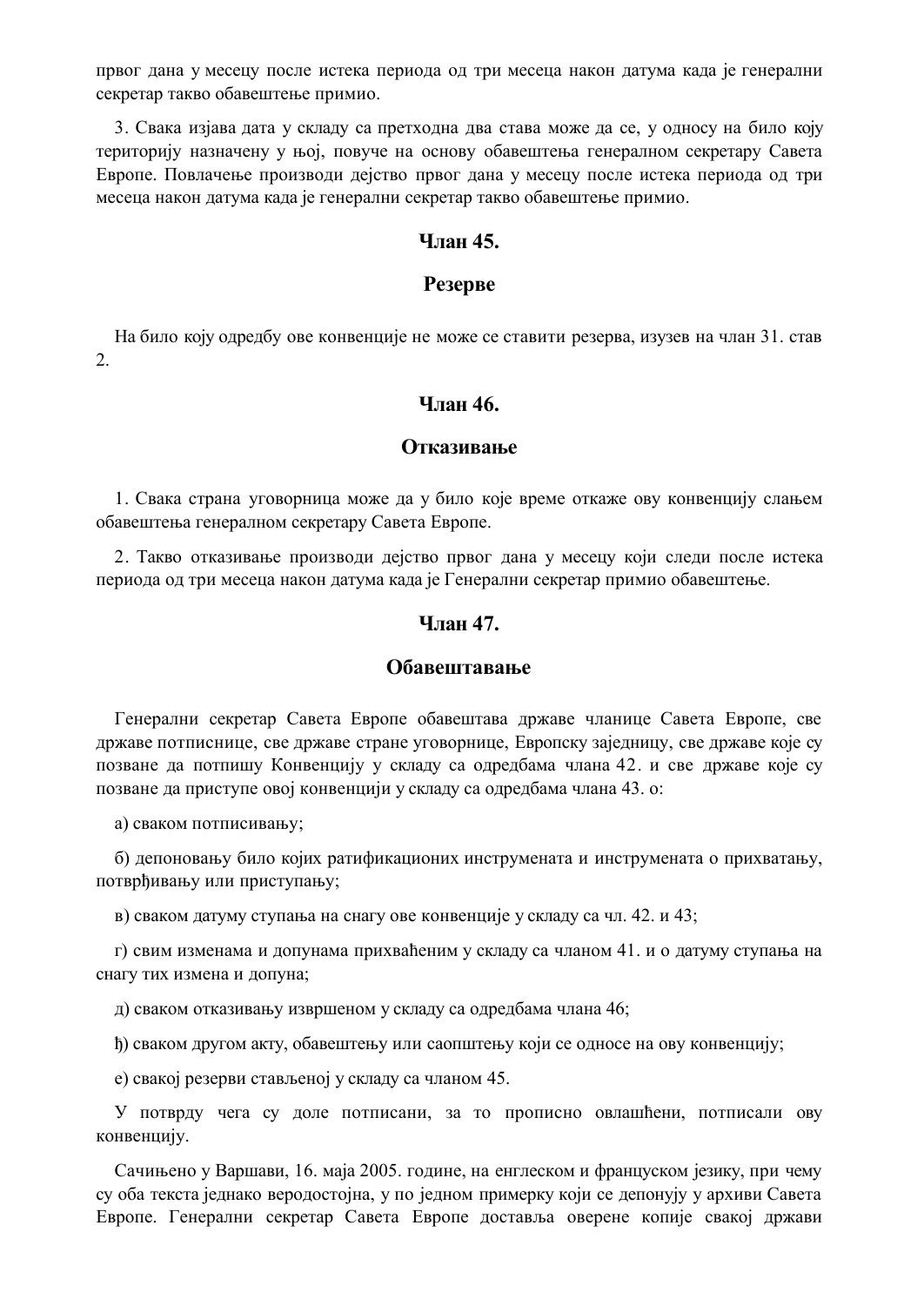првог дана у месецу после истека периода од три месеца након датума када је генерални секретар такво обавештење примио.

3. Свака изјава дата у складу са претходна два става може да се, у односу на било коју територију назначену у њој, повуче на основу обавештења генералном секретару Савета Европе. Повлачење производи дејство првог дана у месецу после истека периода од три месеца након датума када је генерални секретар такво обавештење примио.

## Члан 45.

## Резерве

На било коју одредбу ове конвенције не може се ставити резерва, изузев на члан 31. став 2.

## Члан 46.

## Отказивање

1. Свака страна уговорница може да у било које време откаже ову конвенцију слањем обавештења генералном секретару Савета Европе.

2. Такво отказивање производи дејство првог дана у месецу који следи после истека периода од три месеца након датума када је Генерални секретар примио обавештење.

## Члан 47.

## Обавештавање

Генерални секретар Савета Европе обавештава државе чланице Савета Европе, све државе потписнице, све државе стране уговорнице, Европску заједницу, све државе које су позване да потпишу Конвенцију у складу са одредбама члана 42. и све државе које су позване да приступе овој конвенцији у складу са одредбама члана 43. о:

а) сваком потписивању;

б) депоновању било којих ратификационих инструмената и инструмената о прихватању, потврђивању или приступању;

в) сваком датуму ступања на снагу ове конвенције у складу са чл. 42. и 43;

г) свим изменама и допунама прихваћеним у складу са чланом 41. и о датуму ступања на снагу тих измена и допуна;

д) сваком отказивању извршеном у складу са одредбама члана 46;

ђ) сваком другом акту, обавештењу или саопштењу који се односе на ову конвенцију;

е) свакој резерви стављеној у складу са чланом 45.

У потврду чега су доле потписани, за то прописно овлашћени, потписали ову конвенцију.

Сачињено у Варшави, 16. маја 2005. године, на енглеском и француском језику, при чему су оба текста једнако веродостојна, у по једном примерку који се депонују у архиви Савета Европе. Генерални секретар Савета Европе доставља оверене копије свакој држави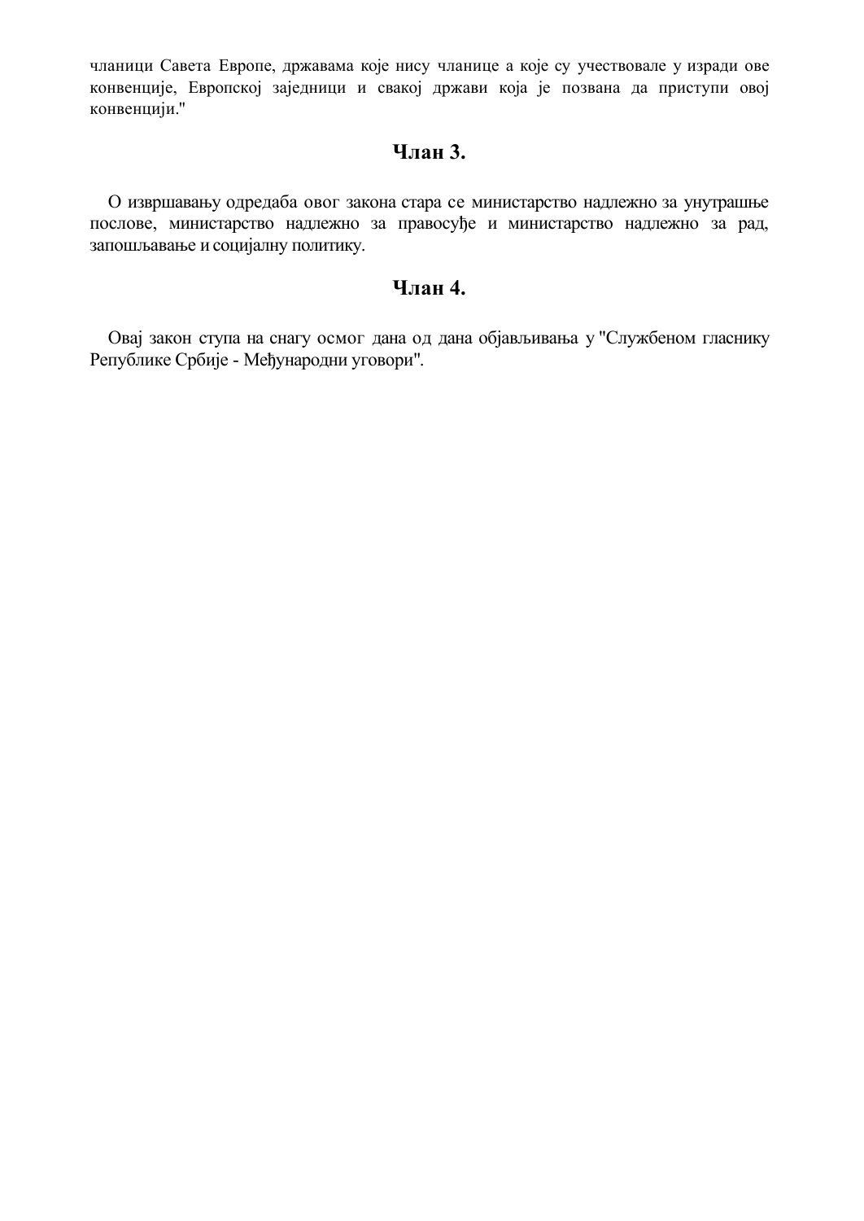чланици Савета Европе, државама које нису чланице а које су учествовале у изради ове конвенције, Европској заједници и свакој држави која је позвана да приступи овој конвенцији."

## Члан 3.

О извршавању одредаба овог закона стара се министарство надлежно за унутрашње послове, министарство надлежно за правосуђе и министарство надлежно за рад, запошљавање и социјалну политику.

## Члан 4.

Овај закон ступа на снагу осмог дана од дана објављивања у "Службеном гласнику Републике Србије - Међународни уговори".